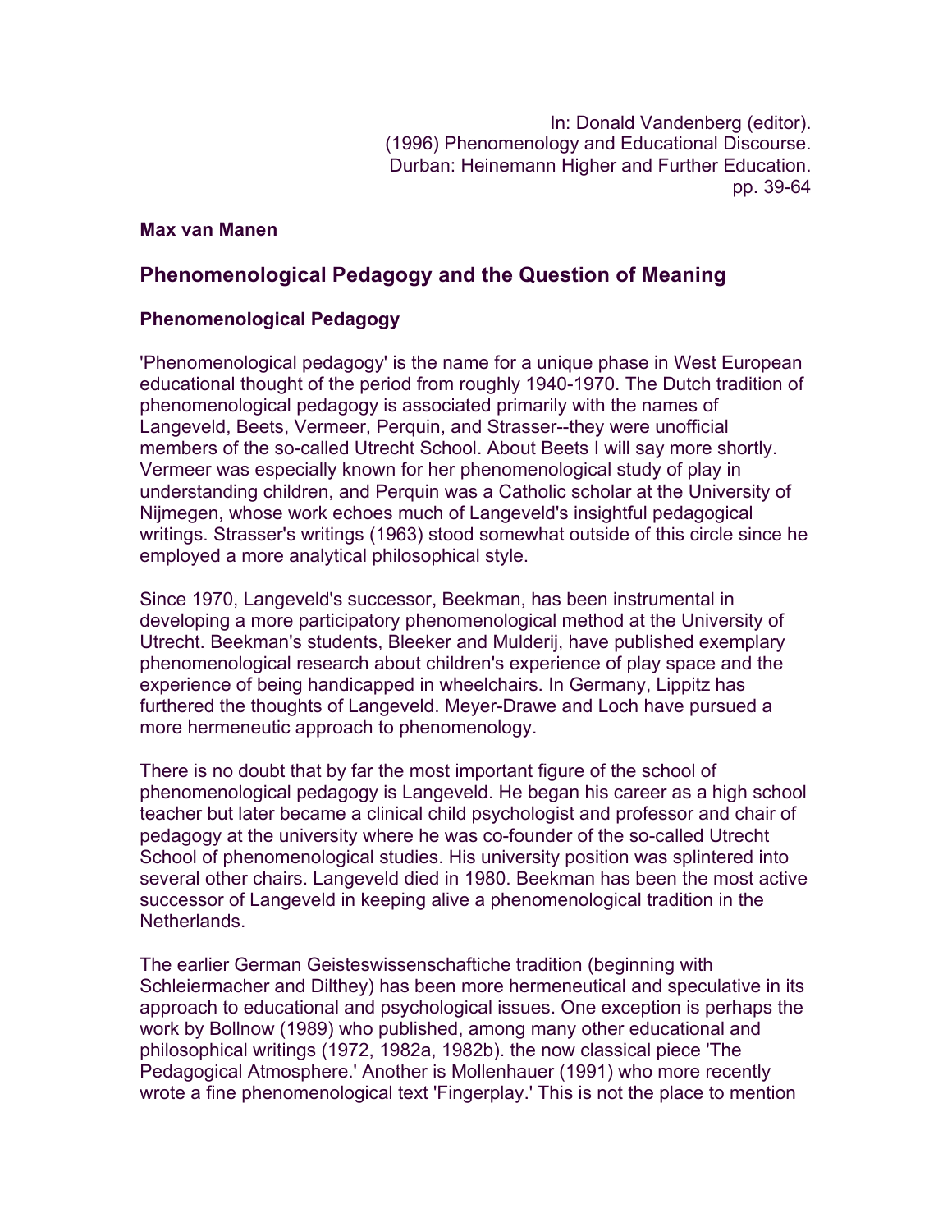In: Donald Vandenberg (editor).
(1996) Phenomenology and Educational Discourse.
Durban: Heinemann Higher and Further Education.
pp. 39-64

**Max van Manen**

## Phenomenological Pedagogy and the Question of Meaning

### Phenomenological Pedagogy

'Phenomenological pedagogy' is the name for a unique phase in West European educational thought of the period from roughly 1940-1970. The Dutch tradition of phenomenological pedagogy is associated primarily with the names of Langeveld, Beets, Vermeer, Perquin, and Strasser--they were unofficial members of the so-called Utrecht School. About Beets I will say more shortly. Vermeer was especially known for her phenomenological study of play in understanding children, and Perquin was a Catholic scholar at the University of Nijmegen, whose work echoes much of Langeveld's insightful pedagogical writings. Strasser's writings (1963) stood somewhat outside of this circle since he employed a more analytical philosophical style.

Since 1970, Langeveld's successor, Beekman, has been instrumental in developing a more participatory phenomenological method at the University of Utrecht. Beekman's students, Bleeker and Mulderij, have published exemplary phenomenological research about children's experience of play space and the experience of being handicapped in wheelchairs. In Germany, Lippitz has furthered the thoughts of Langeveld. Meyer-Drawe and Loch have pursued a more hermeneutic approach to phenomenology.

There is no doubt that by far the most important figure of the school of phenomenological pedagogy is Langeveld. He began his career as a high school teacher but later became a clinical child psychologist and professor and chair of pedagogy at the university where he was co-founder of the so-called Utrecht School of phenomenological studies. His university position was splintered into several other chairs. Langeveld died in 1980. Beekman has been the most active successor of Langeveld in keeping alive a phenomenological tradition in the Netherlands.

The earlier German Geisteswissenschaftiche tradition (beginning with Schleiermacher and Dilthey) has been more hermeneutical and speculative in its approach to educational and psychological issues. One exception is perhaps the work by Bollnow (1989) who published, among many other educational and philosophical writings (1972, 1982a, 1982b). the now classical piece 'The Pedagogical Atmosphere.' Another is Mollenhauer (1991) who more recently wrote a fine phenomenological text 'Fingerplay.' This is not the place to mention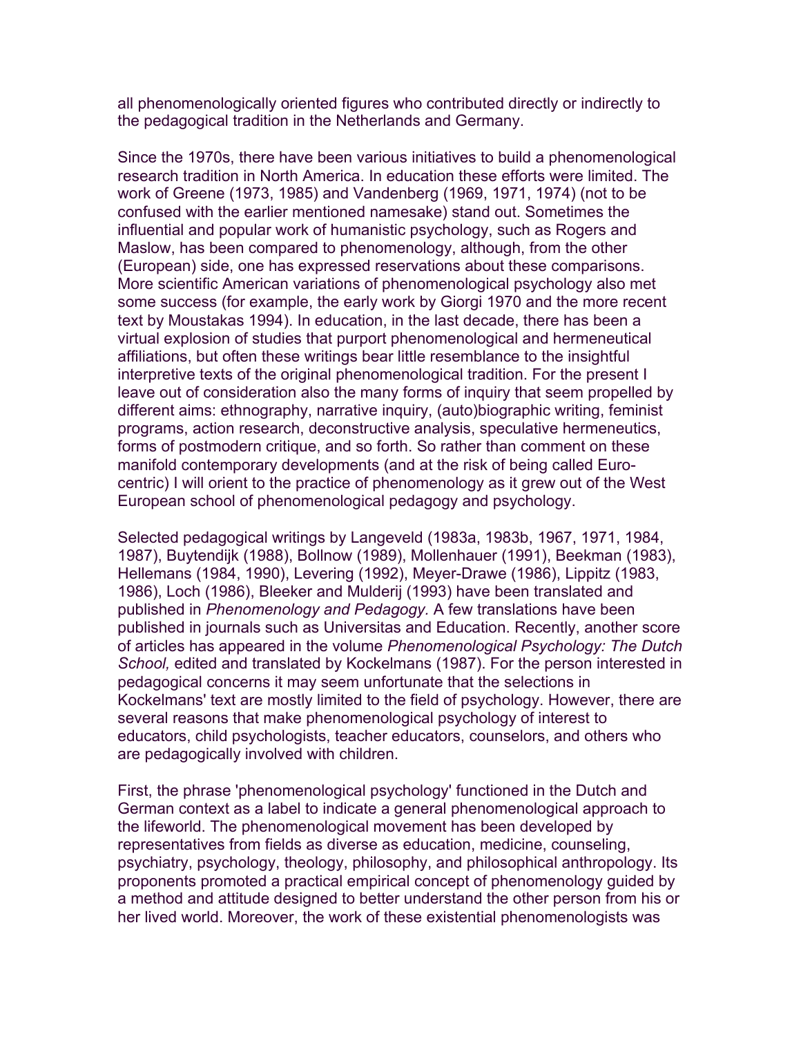all phenomenologically oriented figures who contributed directly or indirectly to the pedagogical tradition in the Netherlands and Germany.

Since the 1970s, there have been various initiatives to build a phenomenological research tradition in North America. In education these efforts were limited. The work of Greene (1973, 1985) and Vandenberg (1969, 1971, 1974) (not to be confused with the earlier mentioned namesake) stand out. Sometimes the influential and popular work of humanistic psychology, such as Rogers and Maslow, has been compared to phenomenology, although, from the other (European) side, one has expressed reservations about these comparisons. More scientific American variations of phenomenological psychology also met some success (for example, the early work by Giorgi 1970 and the more recent text by Moustakas 1994). In education, in the last decade, there has been a virtual explosion of studies that purport phenomenological and hermeneutical affiliations, but often these writings bear little resemblance to the insightful interpretive texts of the original phenomenological tradition. For the present I leave out of consideration also the many forms of inquiry that seem propelled by different aims: ethnography, narrative inquiry, (auto)biographic writing, feminist programs, action research, deconstructive analysis, speculative hermeneutics, forms of postmodern critique, and so forth. So rather than comment on these manifold contemporary developments (and at the risk of being called Euro-centric) I will orient to the practice of phenomenology as it grew out of the West European school of phenomenological pedagogy and psychology.

Selected pedagogical writings by Langeveld (1983a, 1983b, 1967, 1971, 1984, 1987), Buytendijk (1988), Bollnow (1989), Mollenhauer (1991), Beekman (1983), Hellemans (1984, 1990), Levering (1992), Meyer-Drawe (1986), Lippitz (1983, 1986), Loch (1986), Bleeker and Mulderij (1993) have been translated and published in *Phenomenology and Pedagogy.* A few translations have been published in journals such as Universitas and Education. Recently, another score of articles has appeared in the volume *Phenomenological Psychology: The Dutch School,* edited and translated by Kockelmans (1987). For the person interested in pedagogical concerns it may seem unfortunate that the selections in Kockelmans' text are mostly limited to the field of psychology. However, there are several reasons that make phenomenological psychology of interest to educators, child psychologists, teacher educators, counselors, and others who are pedagogically involved with children.

First, the phrase 'phenomenological psychology' functioned in the Dutch and German context as a label to indicate a general phenomenological approach to the lifeworld. The phenomenological movement has been developed by representatives from fields as diverse as education, medicine, counseling, psychiatry, psychology, theology, philosophy, and philosophical anthropology. Its proponents promoted a practical empirical concept of phenomenology guided by a method and attitude designed to better understand the other person from his or her lived world. Moreover, the work of these existential phenomenologists was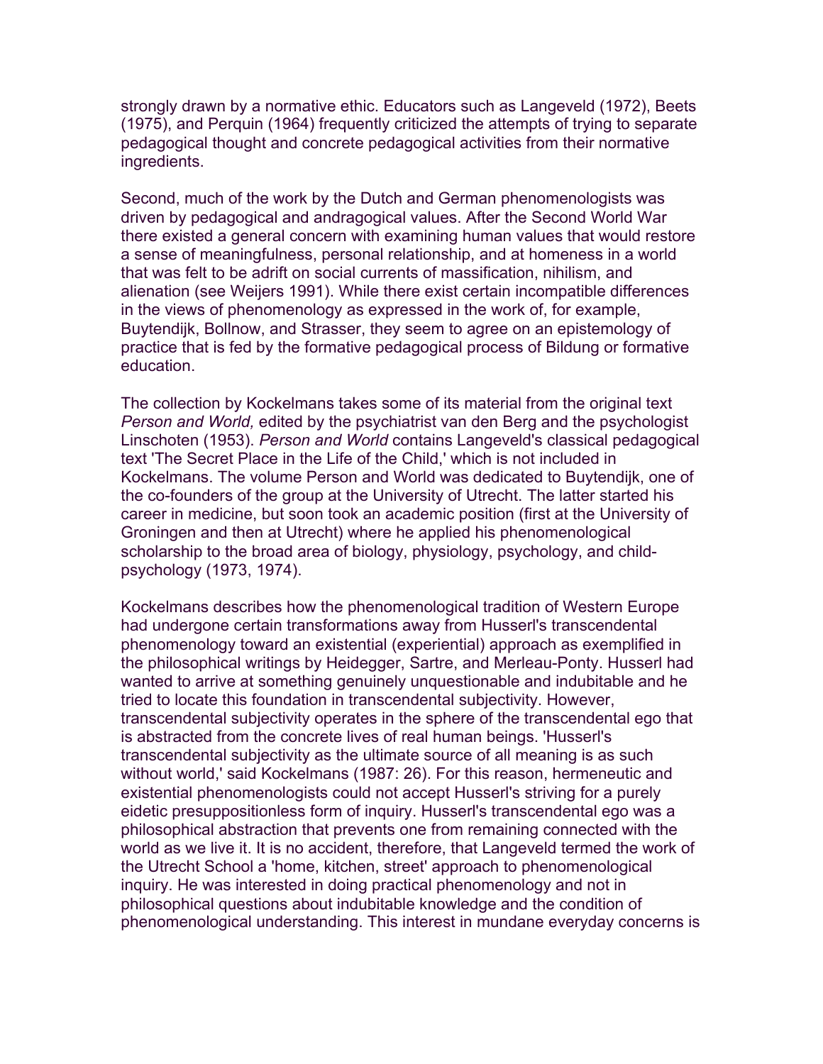strongly drawn by a normative ethic. Educators such as Langeveld (1972), Beets (1975), and Perquin (1964) frequently criticized the attempts of trying to separate pedagogical thought and concrete pedagogical activities from their normative ingredients.

Second, much of the work by the Dutch and German phenomenologists was driven by pedagogical and andragogical values. After the Second World War there existed a general concern with examining human values that would restore a sense of meaningfulness, personal relationship, and at homeness in a world that was felt to be adrift on social currents of massification, nihilism, and alienation (see Weijers 1991). While there exist certain incompatible differences in the views of phenomenology as expressed in the work of, for example, Buytendijk, Bollnow, and Strasser, they seem to agree on an epistemology of practice that is fed by the formative pedagogical process of Bildung or formative education.

The collection by Kockelmans takes some of its material from the original text *Person and World,* edited by the psychiatrist van den Berg and the psychologist Linschoten (1953). *Person and World* contains Langeveld's classical pedagogical text 'The Secret Place in the Life of the Child,' which is not included in Kockelmans. The volume Person and World was dedicated to Buytendijk, one of the co-founders of the group at the University of Utrecht. The latter started his career in medicine, but soon took an academic position (first at the University of Groningen and then at Utrecht) where he applied his phenomenological scholarship to the broad area of biology, physiology, psychology, and child-psychology (1973, 1974).

Kockelmans describes how the phenomenological tradition of Western Europe had undergone certain transformations away from Husserl's transcendental phenomenology toward an existential (experiential) approach as exemplified in the philosophical writings by Heidegger, Sartre, and Merleau-Ponty. Husserl had wanted to arrive at something genuinely unquestionable and indubitable and he tried to locate this foundation in transcendental subjectivity. However, transcendental subjectivity operates in the sphere of the transcendental ego that is abstracted from the concrete lives of real human beings. 'Husserl's transcendental subjectivity as the ultimate source of all meaning is as such without world,' said Kockelmans (1987: 26). For this reason, hermeneutic and existential phenomenologists could not accept Husserl's striving for a purely eidetic presuppositionless form of inquiry. Husserl's transcendental ego was a philosophical abstraction that prevents one from remaining connected with the world as we live it. It is no accident, therefore, that Langeveld termed the work of the Utrecht School a 'home, kitchen, street' approach to phenomenological inquiry. He was interested in doing practical phenomenology and not in philosophical questions about indubitable knowledge and the condition of phenomenological understanding. This interest in mundane everyday concerns is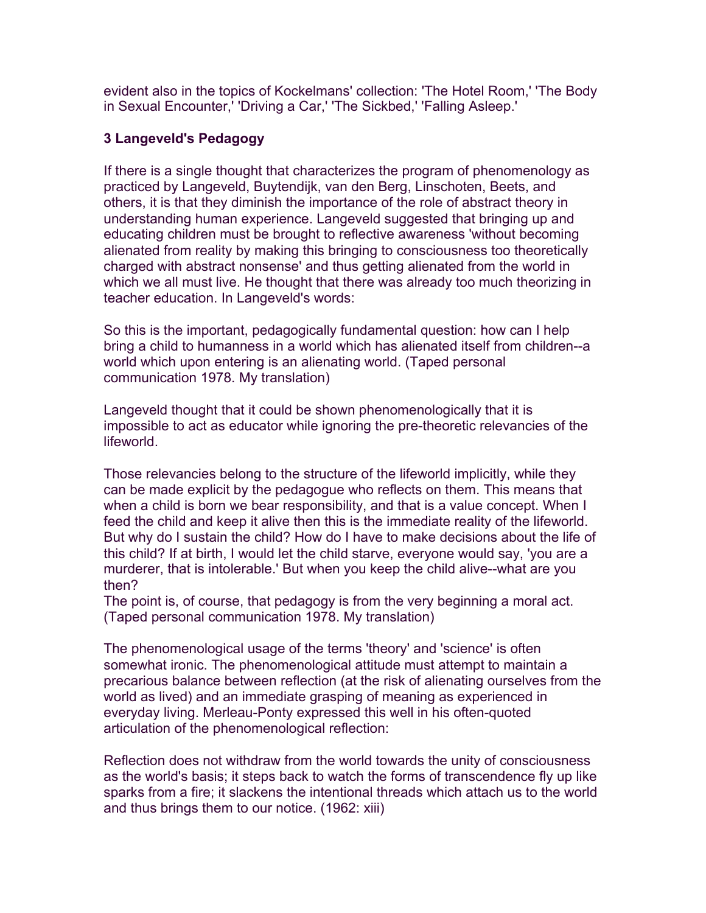evident also in the topics of Kockelmans' collection: 'The Hotel Room,' 'The Body in Sexual Encounter,' 'Driving a Car,' 'The Sickbed,' 'Falling Asleep.'

### 3 Langeveld's Pedagogy

If there is a single thought that characterizes the program of phenomenology as practiced by Langeveld, Buytendijk, van den Berg, Linschoten, Beets, and others, it is that they diminish the importance of the role of abstract theory in understanding human experience. Langeveld suggested that bringing up and educating children must be brought to reflective awareness 'without becoming alienated from reality by making this bringing to consciousness too theoretically charged with abstract nonsense' and thus getting alienated from the world in which we all must live. He thought that there was already too much theorizing in teacher education. In Langeveld's words:

So this is the important, pedagogically fundamental question: how can I help bring a child to humanness in a world which has alienated itself from children--a world which upon entering is an alienating world. (Taped personal communication 1978. My translation)

Langeveld thought that it could be shown phenomenologically that it is impossible to act as educator while ignoring the pre-theoretic relevancies of the lifeworld.

Those relevancies belong to the structure of the lifeworld implicitly, while they can be made explicit by the pedagogue who reflects on them. This means that when a child is born we bear responsibility, and that is a value concept. When I feed the child and keep it alive then this is the immediate reality of the lifeworld. But why do I sustain the child? How do I have to make decisions about the life of this child? If at birth, I would let the child starve, everyone would say, 'you are a murderer, that is intolerable.' But when you keep the child alive--what are you then?
The point is, of course, that pedagogy is from the very beginning a moral act. (Taped personal communication 1978. My translation)

The phenomenological usage of the terms 'theory' and 'science' is often somewhat ironic. The phenomenological attitude must attempt to maintain a precarious balance between reflection (at the risk of alienating ourselves from the world as lived) and an immediate grasping of meaning as experienced in everyday living. Merleau-Ponty expressed this well in his often-quoted articulation of the phenomenological reflection:

Reflection does not withdraw from the world towards the unity of consciousness as the world's basis; it steps back to watch the forms of transcendence fly up like sparks from a fire; it slackens the intentional threads which attach us to the world and thus brings them to our notice. (1962: xiii)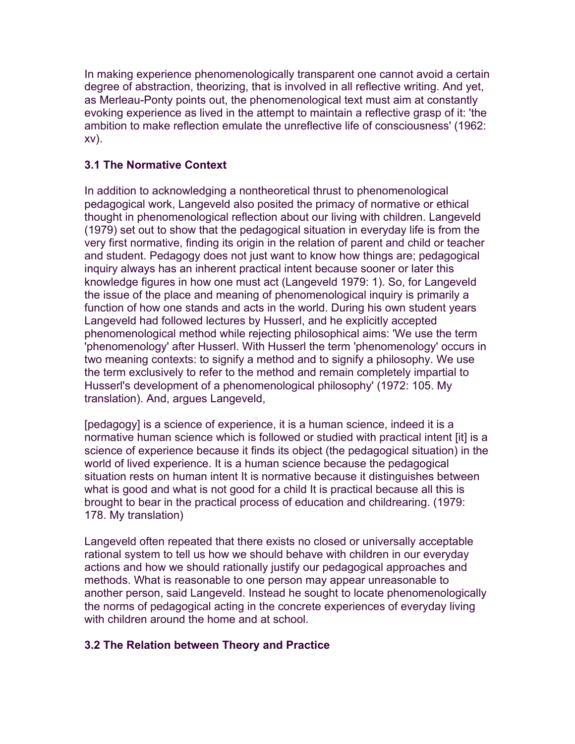In making experience phenomenologically transparent one cannot avoid a certain degree of abstraction, theorizing, that is involved in all reflective writing. And yet, as Merleau-Ponty points out, the phenomenological text must aim at constantly evoking experience as lived in the attempt to maintain a reflective grasp of it: 'the ambition to make reflection emulate the unreflective life of consciousness' (1962: xv).

### 3.1 The Normative Context

In addition to acknowledging a nontheoretical thrust to phenomenological pedagogical work, Langeveld also posited the primacy of normative or ethical thought in phenomenological reflection about our living with children. Langeveld (1979) set out to show that the pedagogical situation in everyday life is from the very first normative, finding its origin in the relation of parent and child or teacher and student. Pedagogy does not just want to know how things are; pedagogical inquiry always has an inherent practical intent because sooner or later this knowledge figures in how one must act (Langeveld 1979: 1). So, for Langeveld the issue of the place and meaning of phenomenological inquiry is primarily a function of how one stands and acts in the world. During his own student years Langeveld had followed lectures by Husserl, and he explicitly accepted phenomenological method while rejecting philosophical aims: 'We use the term 'phenomenology' after Husserl. With Husserl the term 'phenomenology' occurs in two meaning contexts: to signify a method and to signify a philosophy. We use the term exclusively to refer to the method and remain completely impartial to Husserl's development of a phenomenological philosophy' (1972: 105. My translation). And, argues Langeveld,

[pedagogy] is a science of experience, it is a human science, indeed it is a normative human science which is followed or studied with practical intent [it] is a science of experience because it finds its object (the pedagogical situation) in the world of lived experience. It is a human science because the pedagogical situation rests on human intent It is normative because it distinguishes between what is good and what is not good for a child It is practical because all this is brought to bear in the practical process of education and childrearing. (1979: 178. My translation)

Langeveld often repeated that there exists no closed or universally acceptable rational system to tell us how we should behave with children in our everyday actions and how we should rationally justify our pedagogical approaches and methods. What is reasonable to one person may appear unreasonable to another person, said Langeveld. Instead he sought to locate phenomenologically the norms of pedagogical acting in the concrete experiences of everyday living with children around the home and at school.

### 3.2 The Relation between Theory and Practice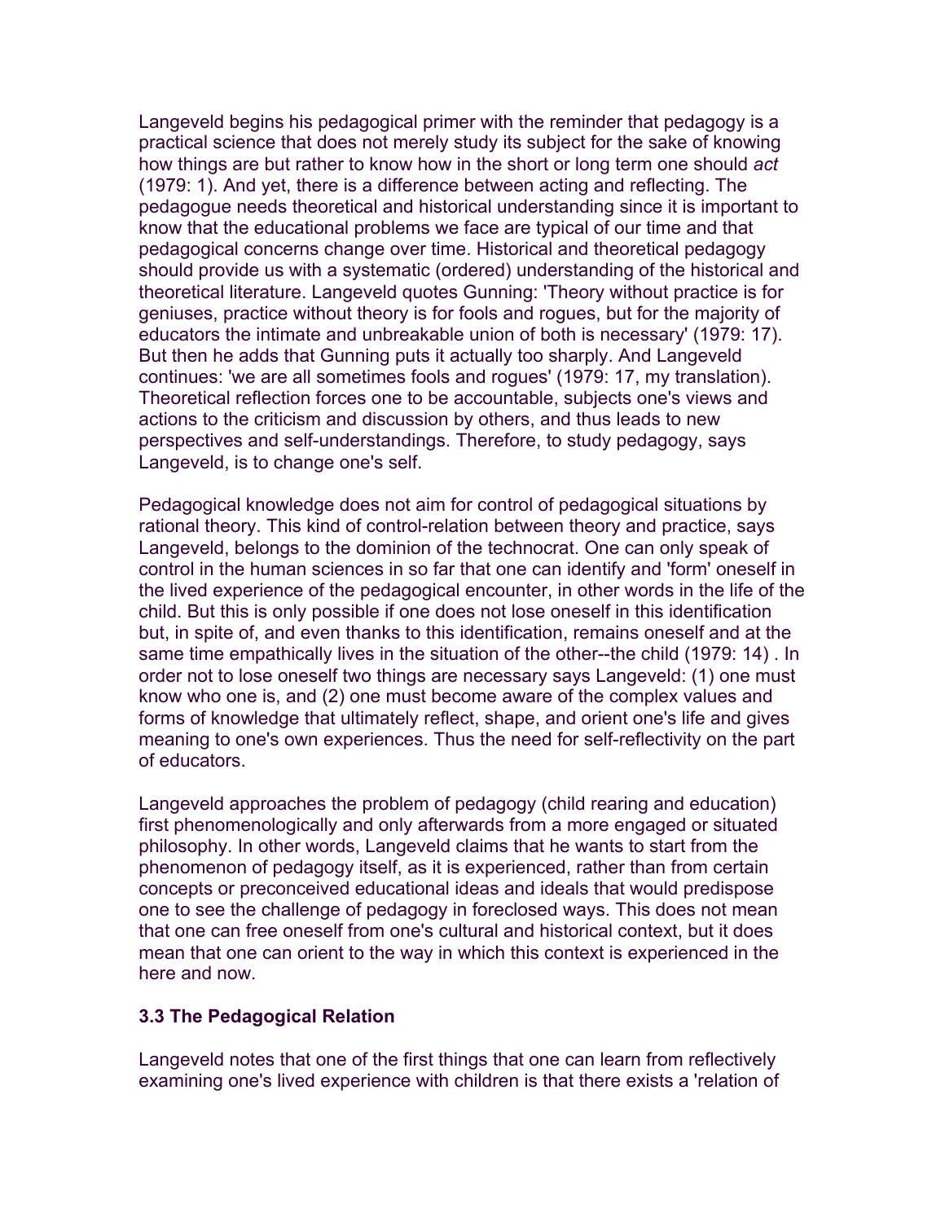Langeveld begins his pedagogical primer with the reminder that pedagogy is a practical science that does not merely study its subject for the sake of knowing how things are but rather to know how in the short or long term one should *act* (1979: 1). And yet, there is a difference between acting and reflecting. The pedagogue needs theoretical and historical understanding since it is important to know that the educational problems we face are typical of our time and that pedagogical concerns change over time. Historical and theoretical pedagogy should provide us with a systematic (ordered) understanding of the historical and theoretical literature. Langeveld quotes Gunning: 'Theory without practice is for geniuses, practice without theory is for fools and rogues, but for the majority of educators the intimate and unbreakable union of both is necessary' (1979: 17). But then he adds that Gunning puts it actually too sharply. And Langeveld continues: 'we are all sometimes fools and rogues' (1979: 17, my translation). Theoretical reflection forces one to be accountable, subjects one's views and actions to the criticism and discussion by others, and thus leads to new perspectives and self-understandings. Therefore, to study pedagogy, says Langeveld, is to change one's self.

Pedagogical knowledge does not aim for control of pedagogical situations by rational theory. This kind of control-relation between theory and practice, says Langeveld, belongs to the dominion of the technocrat. One can only speak of control in the human sciences in so far that one can identify and 'form' oneself in the lived experience of the pedagogical encounter, in other words in the life of the child. But this is only possible if one does not lose oneself in this identification but, in spite of, and even thanks to this identification, remains oneself and at the same time empathically lives in the situation of the other--the child (1979: 14) . In order not to lose oneself two things are necessary says Langeveld: (1) one must know who one is, and (2) one must become aware of the complex values and forms of knowledge that ultimately reflect, shape, and orient one's life and gives meaning to one's own experiences. Thus the need for self-reflectivity on the part of educators.

Langeveld approaches the problem of pedagogy (child rearing and education) first phenomenologically and only afterwards from a more engaged or situated philosophy. In other words, Langeveld claims that he wants to start from the phenomenon of pedagogy itself, as it is experienced, rather than from certain concepts or preconceived educational ideas and ideals that would predispose one to see the challenge of pedagogy in foreclosed ways. This does not mean that one can free oneself from one's cultural and historical context, but it does mean that one can orient to the way in which this context is experienced in the here and now.

### 3.3 The Pedagogical Relation

Langeveld notes that one of the first things that one can learn from reflectively examining one's lived experience with children is that there exists a 'relation of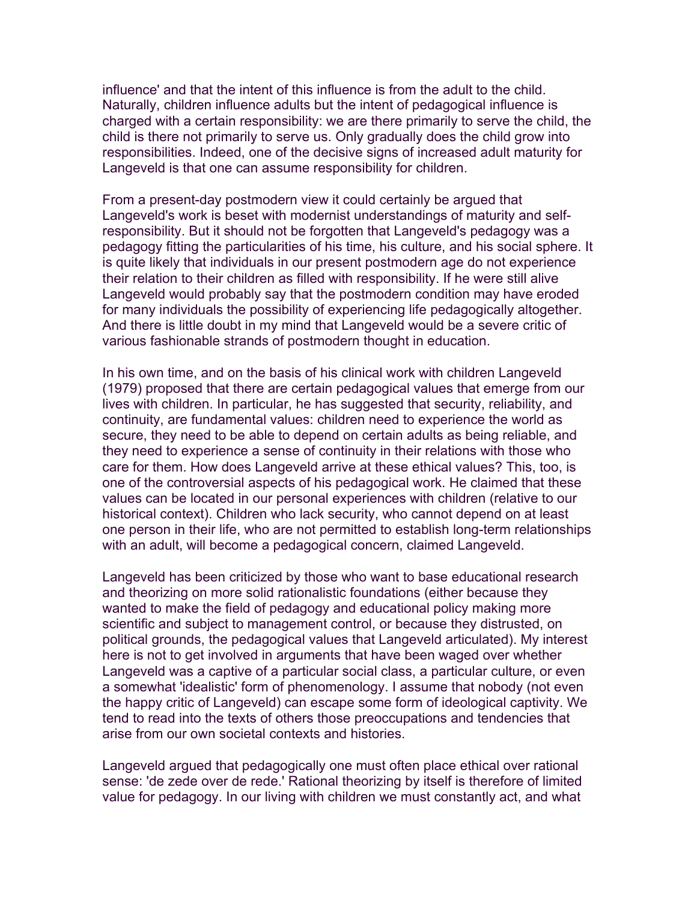influence' and that the intent of this influence is from the adult to the child. Naturally, children influence adults but the intent of pedagogical influence is charged with a certain responsibility: we are there primarily to serve the child, the child is there not primarily to serve us. Only gradually does the child grow into responsibilities. Indeed, one of the decisive signs of increased adult maturity for Langeveld is that one can assume responsibility for children.

From a present-day postmodern view it could certainly be argued that Langeveld's work is beset with modernist understandings of maturity and self-responsibility. But it should not be forgotten that Langeveld's pedagogy was a pedagogy fitting the particularities of his time, his culture, and his social sphere. It is quite likely that individuals in our present postmodern age do not experience their relation to their children as filled with responsibility. If he were still alive Langeveld would probably say that the postmodern condition may have eroded for many individuals the possibility of experiencing life pedagogically altogether. And there is little doubt in my mind that Langeveld would be a severe critic of various fashionable strands of postmodern thought in education.

In his own time, and on the basis of his clinical work with children Langeveld (1979) proposed that there are certain pedagogical values that emerge from our lives with children. In particular, he has suggested that security, reliability, and continuity, are fundamental values: children need to experience the world as secure, they need to be able to depend on certain adults as being reliable, and they need to experience a sense of continuity in their relations with those who care for them. How does Langeveld arrive at these ethical values? This, too, is one of the controversial aspects of his pedagogical work. He claimed that these values can be located in our personal experiences with children (relative to our historical context). Children who lack security, who cannot depend on at least one person in their life, who are not permitted to establish long-term relationships with an adult, will become a pedagogical concern, claimed Langeveld.

Langeveld has been criticized by those who want to base educational research and theorizing on more solid rationalistic foundations (either because they wanted to make the field of pedagogy and educational policy making more scientific and subject to management control, or because they distrusted, on political grounds, the pedagogical values that Langeveld articulated). My interest here is not to get involved in arguments that have been waged over whether Langeveld was a captive of a particular social class, a particular culture, or even a somewhat 'idealistic' form of phenomenology. I assume that nobody (not even the happy critic of Langeveld) can escape some form of ideological captivity. We tend to read into the texts of others those preoccupations and tendencies that arise from our own societal contexts and histories.

Langeveld argued that pedagogically one must often place ethical over rational sense: 'de zede over de rede.' Rational theorizing by itself is therefore of limited value for pedagogy. In our living with children we must constantly act, and what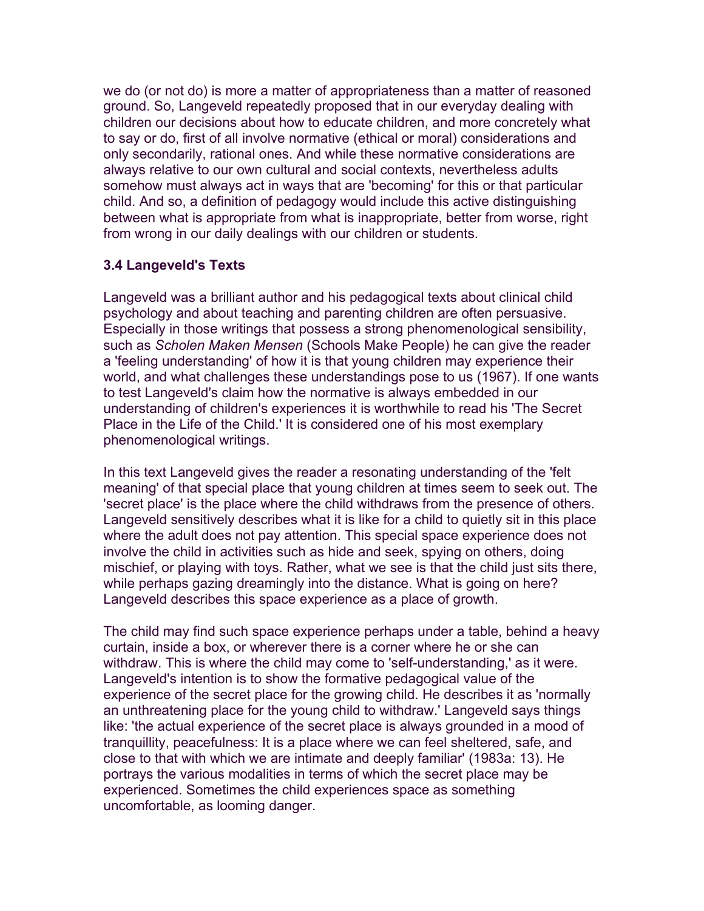we do (or not do) is more a matter of appropriateness than a matter of reasoned ground. So, Langeveld repeatedly proposed that in our everyday dealing with children our decisions about how to educate children, and more concretely what to say or do, first of all involve normative (ethical or moral) considerations and only secondarily, rational ones. And while these normative considerations are always relative to our own cultural and social contexts, nevertheless adults somehow must always act in ways that are 'becoming' for this or that particular child. And so, a definition of pedagogy would include this active distinguishing between what is appropriate from what is inappropriate, better from worse, right from wrong in our daily dealings with our children or students.

### 3.4 Langeveld's Texts

Langeveld was a brilliant author and his pedagogical texts about clinical child psychology and about teaching and parenting children are often persuasive. Especially in those writings that possess a strong phenomenological sensibility, such as *Scholen Maken Mensen* (Schools Make People) he can give the reader a 'feeling understanding' of how it is that young children may experience their world, and what challenges these understandings pose to us (1967). If one wants to test Langeveld's claim how the normative is always embedded in our understanding of children's experiences it is worthwhile to read his 'The Secret Place in the Life of the Child.' It is considered one of his most exemplary phenomenological writings.

In this text Langeveld gives the reader a resonating understanding of the 'felt meaning' of that special place that young children at times seem to seek out. The 'secret place' is the place where the child withdraws from the presence of others. Langeveld sensitively describes what it is like for a child to quietly sit in this place where the adult does not pay attention. This special space experience does not involve the child in activities such as hide and seek, spying on others, doing mischief, or playing with toys. Rather, what we see is that the child just sits there, while perhaps gazing dreamingly into the distance. What is going on here? Langeveld describes this space experience as a place of growth.

The child may find such space experience perhaps under a table, behind a heavy curtain, inside a box, or wherever there is a corner where he or she can withdraw. This is where the child may come to 'self-understanding,' as it were. Langeveld's intention is to show the formative pedagogical value of the experience of the secret place for the growing child. He describes it as 'normally an unthreatening place for the young child to withdraw.' Langeveld says things like: 'the actual experience of the secret place is always grounded in a mood of tranquillity, peacefulness: It is a place where we can feel sheltered, safe, and close to that with which we are intimate and deeply familiar' (1983a: 13). He portrays the various modalities in terms of which the secret place may be experienced. Sometimes the child experiences space as something uncomfortable, as looming danger.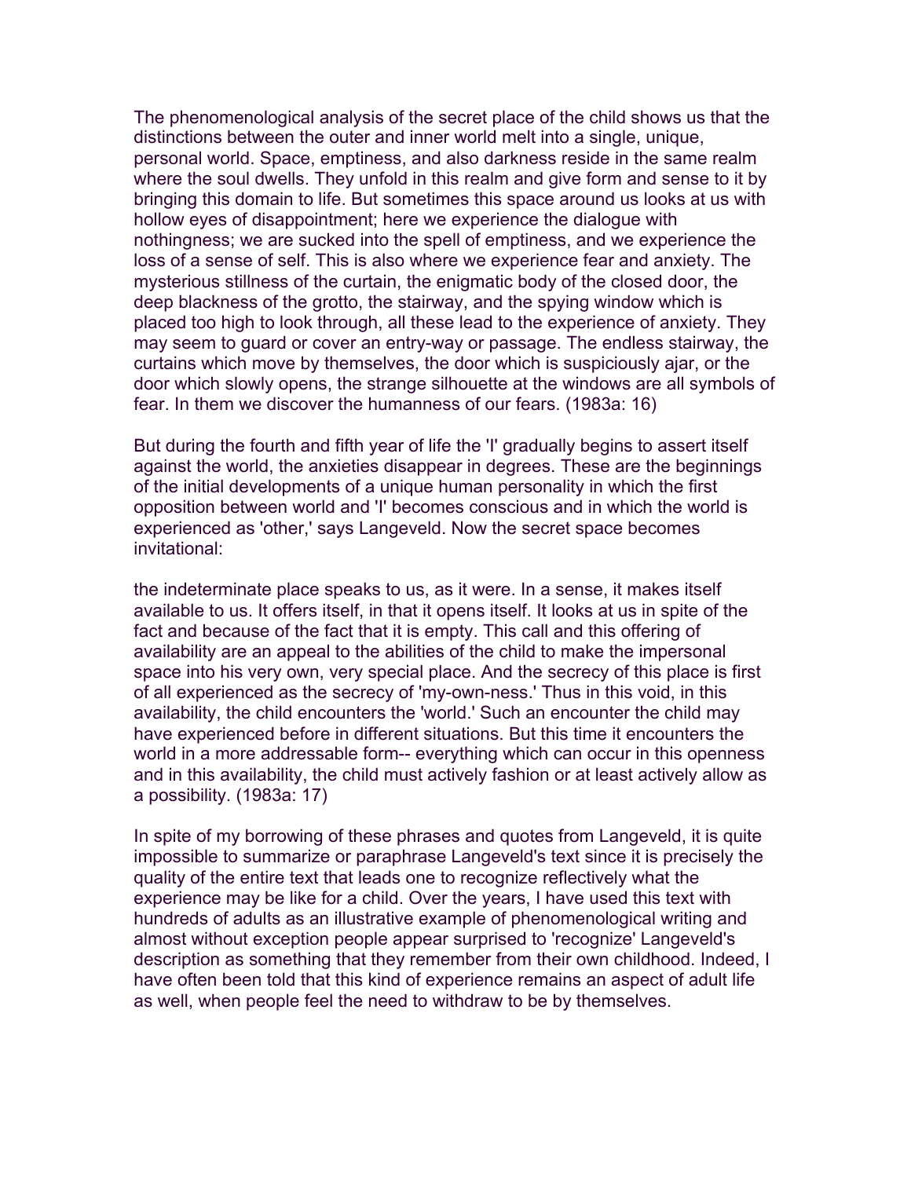The phenomenological analysis of the secret place of the child shows us that the distinctions between the outer and inner world melt into a single, unique, personal world. Space, emptiness, and also darkness reside in the same realm where the soul dwells. They unfold in this realm and give form and sense to it by bringing this domain to life. But sometimes this space around us looks at us with hollow eyes of disappointment; here we experience the dialogue with nothingness; we are sucked into the spell of emptiness, and we experience the loss of a sense of self. This is also where we experience fear and anxiety. The mysterious stillness of the curtain, the enigmatic body of the closed door, the deep blackness of the grotto, the stairway, and the spying window which is placed too high to look through, all these lead to the experience of anxiety. They may seem to guard or cover an entry-way or passage. The endless stairway, the curtains which move by themselves, the door which is suspiciously ajar, or the door which slowly opens, the strange silhouette at the windows are all symbols of fear. In them we discover the humanness of our fears. (1983a: 16)

But during the fourth and fifth year of life the 'I' gradually begins to assert itself against the world, the anxieties disappear in degrees. These are the beginnings of the initial developments of a unique human personality in which the first opposition between world and 'I' becomes conscious and in which the world is experienced as 'other,' says Langeveld. Now the secret space becomes invitational:

the indeterminate place speaks to us, as it were. In a sense, it makes itself available to us. It offers itself, in that it opens itself. It looks at us in spite of the fact and because of the fact that it is empty. This call and this offering of availability are an appeal to the abilities of the child to make the impersonal space into his very own, very special place. And the secrecy of this place is first of all experienced as the secrecy of 'my-own-ness.' Thus in this void, in this availability, the child encounters the 'world.' Such an encounter the child may have experienced before in different situations. But this time it encounters the world in a more addressable form-- everything which can occur in this openness and in this availability, the child must actively fashion or at least actively allow as a possibility. (1983a: 17)

In spite of my borrowing of these phrases and quotes from Langeveld, it is quite impossible to summarize or paraphrase Langeveld's text since it is precisely the quality of the entire text that leads one to recognize reflectively what the experience may be like for a child. Over the years, I have used this text with hundreds of adults as an illustrative example of phenomenological writing and almost without exception people appear surprised to 'recognize' Langeveld's description as something that they remember from their own childhood. Indeed, I have often been told that this kind of experience remains an aspect of adult life as well, when people feel the need to withdraw to be by themselves.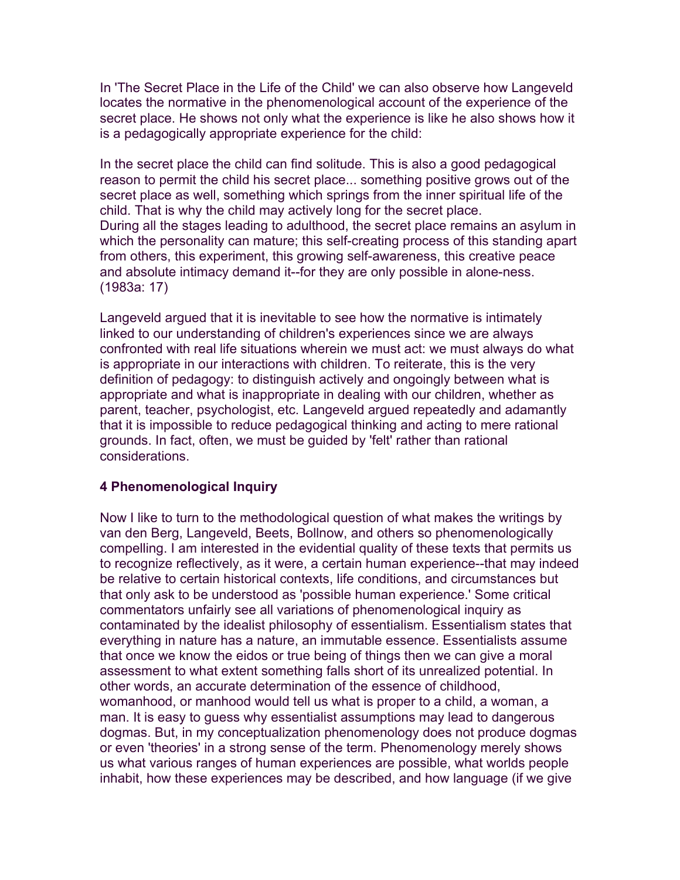In 'The Secret Place in the Life of the Child' we can also observe how Langeveld locates the normative in the phenomenological account of the experience of the secret place. He shows not only what the experience is like he also shows how it is a pedagogically appropriate experience for the child:

In the secret place the child can find solitude. This is also a good pedagogical reason to permit the child his secret place... something positive grows out of the secret place as well, something which springs from the inner spiritual life of the child. That is why the child may actively long for the secret place.
During all the stages leading to adulthood, the secret place remains an asylum in which the personality can mature; this self-creating process of this standing apart from others, this experiment, this growing self-awareness, this creative peace and absolute intimacy demand it--for they are only possible in alone-ness. (1983a: 17)

Langeveld argued that it is inevitable to see how the normative is intimately linked to our understanding of children's experiences since we are always confronted with real life situations wherein we must act: we must always do what is appropriate in our interactions with children. To reiterate, this is the very definition of pedagogy: to distinguish actively and ongoingly between what is appropriate and what is inappropriate in dealing with our children, whether as parent, teacher, psychologist, etc. Langeveld argued repeatedly and adamantly that it is impossible to reduce pedagogical thinking and acting to mere rational grounds. In fact, often, we must be guided by 'felt' rather than rational considerations.

## 4 Phenomenological Inquiry

Now I like to turn to the methodological question of what makes the writings by van den Berg, Langeveld, Beets, Bollnow, and others so phenomenologically compelling. I am interested in the evidential quality of these texts that permits us to recognize reflectively, as it were, a certain human experience--that may indeed be relative to certain historical contexts, life conditions, and circumstances but that only ask to be understood as 'possible human experience.' Some critical commentators unfairly see all variations of phenomenological inquiry as contaminated by the idealist philosophy of essentialism. Essentialism states that everything in nature has a nature, an immutable essence. Essentialists assume that once we know the eidos or true being of things then we can give a moral assessment to what extent something falls short of its unrealized potential. In other words, an accurate determination of the essence of childhood, womanhood, or manhood would tell us what is proper to a child, a woman, a man. It is easy to guess why essentialist assumptions may lead to dangerous dogmas. But, in my conceptualization phenomenology does not produce dogmas or even 'theories' in a strong sense of the term. Phenomenology merely shows us what various ranges of human experiences are possible, what worlds people inhabit, how these experiences may be described, and how language (if we give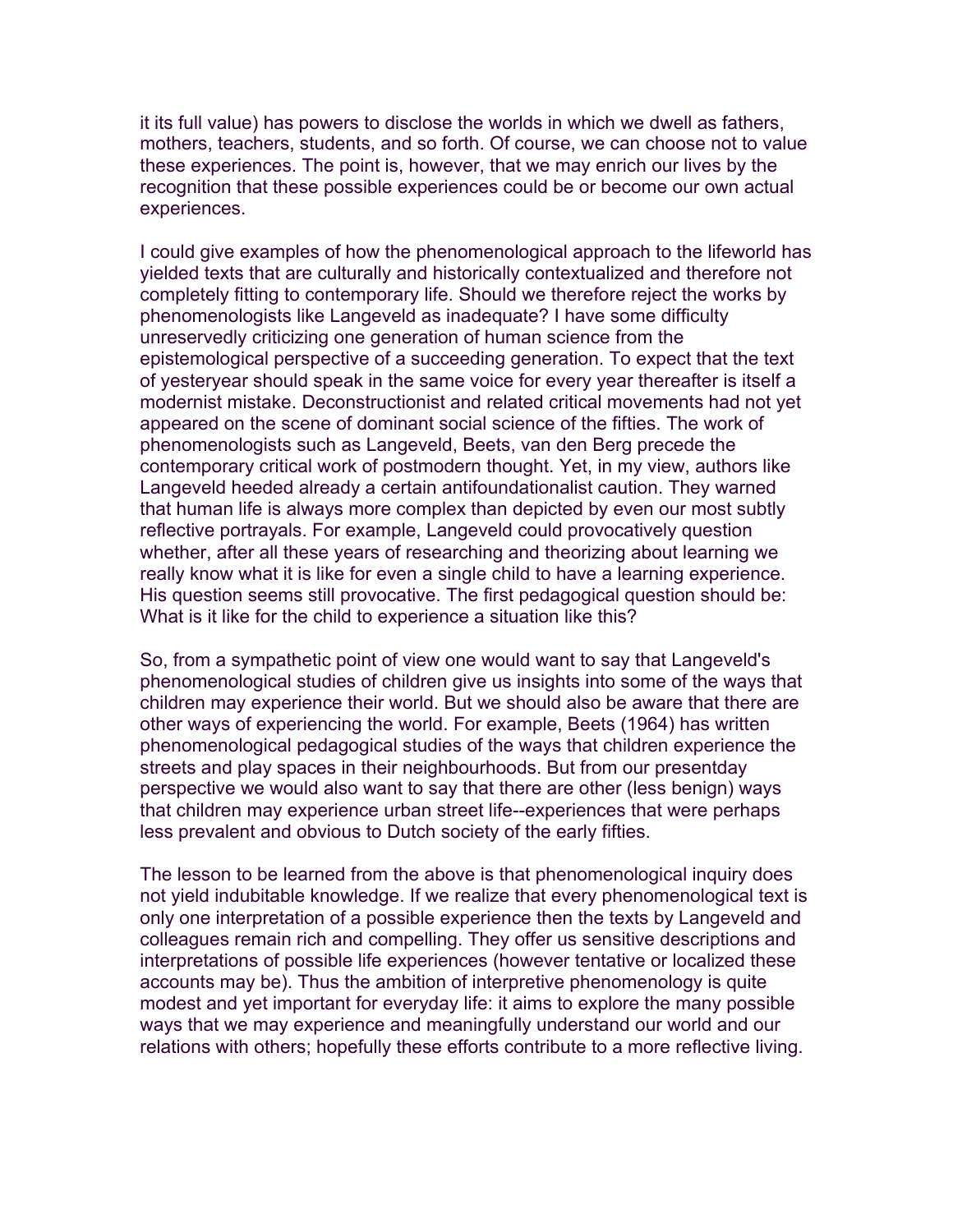it its full value) has powers to disclose the worlds in which we dwell as fathers, mothers, teachers, students, and so forth. Of course, we can choose not to value these experiences. The point is, however, that we may enrich our lives by the recognition that these possible experiences could be or become our own actual experiences.

I could give examples of how the phenomenological approach to the lifeworld has yielded texts that are culturally and historically contextualized and therefore not completely fitting to contemporary life. Should we therefore reject the works by phenomenologists like Langeveld as inadequate? I have some difficulty unreservedly criticizing one generation of human science from the epistemological perspective of a succeeding generation. To expect that the text of yesteryear should speak in the same voice for every year thereafter is itself a modernist mistake. Deconstructionist and related critical movements had not yet appeared on the scene of dominant social science of the fifties. The work of phenomenologists such as Langeveld, Beets, van den Berg precede the contemporary critical work of postmodern thought. Yet, in my view, authors like Langeveld heeded already a certain antifoundationalist caution. They warned that human life is always more complex than depicted by even our most subtly reflective portrayals. For example, Langeveld could provocatively question whether, after all these years of researching and theorizing about learning we really know what it is like for even a single child to have a learning experience. His question seems still provocative. The first pedagogical question should be: What is it like for the child to experience a situation like this?

So, from a sympathetic point of view one would want to say that Langeveld's phenomenological studies of children give us insights into some of the ways that children may experience their world. But we should also be aware that there are other ways of experiencing the world. For example, Beets (1964) has written phenomenological pedagogical studies of the ways that children experience the streets and play spaces in their neighbourhoods. But from our presentday perspective we would also want to say that there are other (less benign) ways that children may experience urban street life--experiences that were perhaps less prevalent and obvious to Dutch society of the early fifties.

The lesson to be learned from the above is that phenomenological inquiry does not yield indubitable knowledge. If we realize that every phenomenological text is only one interpretation of a possible experience then the texts by Langeveld and colleagues remain rich and compelling. They offer us sensitive descriptions and interpretations of possible life experiences (however tentative or localized these accounts may be). Thus the ambition of interpretive phenomenology is quite modest and yet important for everyday life: it aims to explore the many possible ways that we may experience and meaningfully understand our world and our relations with others; hopefully these efforts contribute to a more reflective living.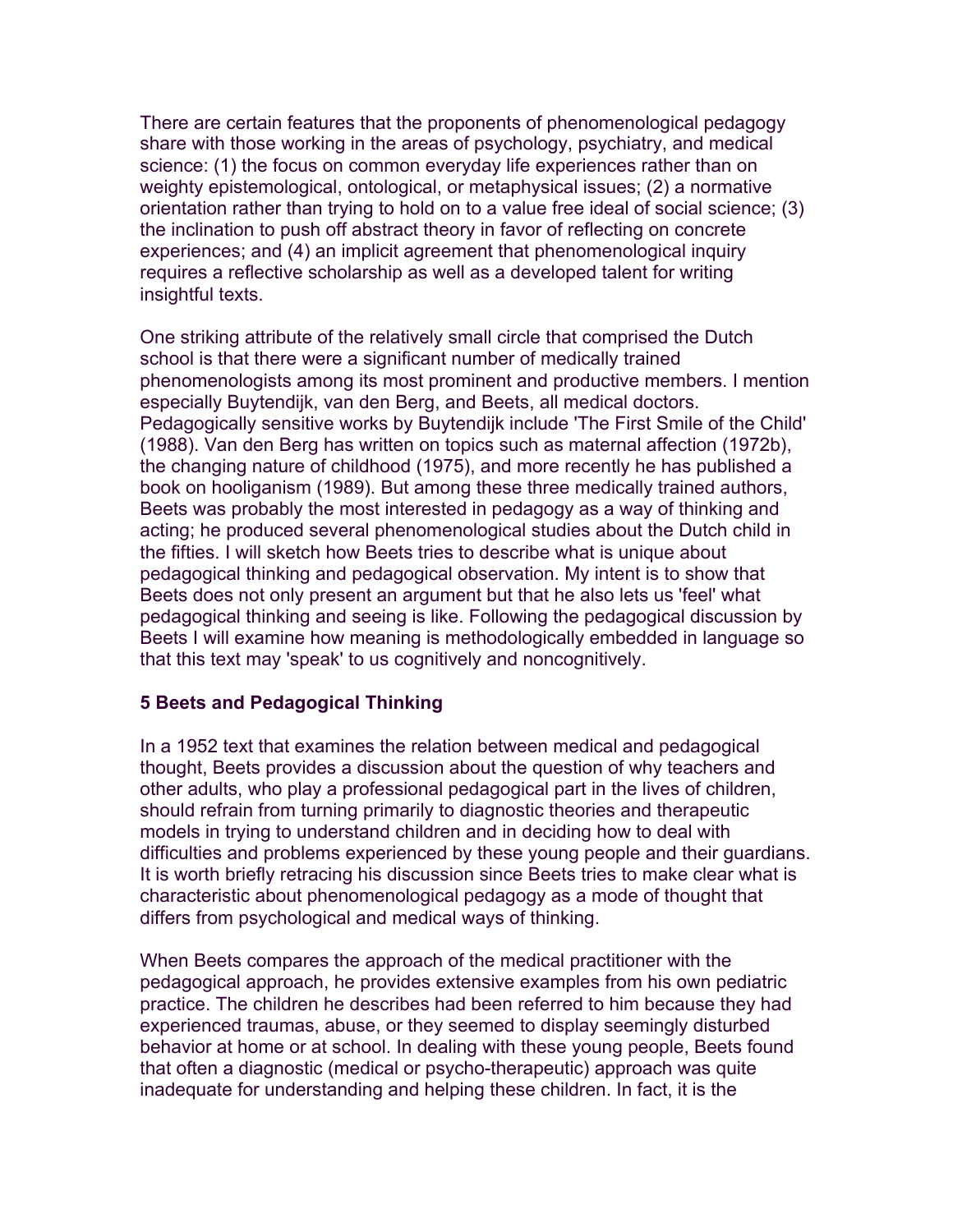There are certain features that the proponents of phenomenological pedagogy share with those working in the areas of psychology, psychiatry, and medical science: (1) the focus on common everyday life experiences rather than on weighty epistemological, ontological, or metaphysical issues; (2) a normative orientation rather than trying to hold on to a value free ideal of social science; (3) the inclination to push off abstract theory in favor of reflecting on concrete experiences; and (4) an implicit agreement that phenomenological inquiry requires a reflective scholarship as well as a developed talent for writing insightful texts.

One striking attribute of the relatively small circle that comprised the Dutch school is that there were a significant number of medically trained phenomenologists among its most prominent and productive members. I mention especially Buytendijk, van den Berg, and Beets, all medical doctors. Pedagogically sensitive works by Buytendijk include 'The First Smile of the Child' (1988). Van den Berg has written on topics such as maternal affection (1972b), the changing nature of childhood (1975), and more recently he has published a book on hooliganism (1989). But among these three medically trained authors, Beets was probably the most interested in pedagogy as a way of thinking and acting; he produced several phenomenological studies about the Dutch child in the fifties. I will sketch how Beets tries to describe what is unique about pedagogical thinking and pedagogical observation. My intent is to show that Beets does not only present an argument but that he also lets us 'feel' what pedagogical thinking and seeing is like. Following the pedagogical discussion by Beets I will examine how meaning is methodologically embedded in language so that this text may 'speak' to us cognitively and noncognitively.

## 5 Beets and Pedagogical Thinking

In a 1952 text that examines the relation between medical and pedagogical thought, Beets provides a discussion about the question of why teachers and other adults, who play a professional pedagogical part in the lives of children, should refrain from turning primarily to diagnostic theories and therapeutic models in trying to understand children and in deciding how to deal with difficulties and problems experienced by these young people and their guardians. It is worth briefly retracing his discussion since Beets tries to make clear what is characteristic about phenomenological pedagogy as a mode of thought that differs from psychological and medical ways of thinking.

When Beets compares the approach of the medical practitioner with the pedagogical approach, he provides extensive examples from his own pediatric practice. The children he describes had been referred to him because they had experienced traumas, abuse, or they seemed to display seemingly disturbed behavior at home or at school. In dealing with these young people, Beets found that often a diagnostic (medical or psycho-therapeutic) approach was quite inadequate for understanding and helping these children. In fact, it is the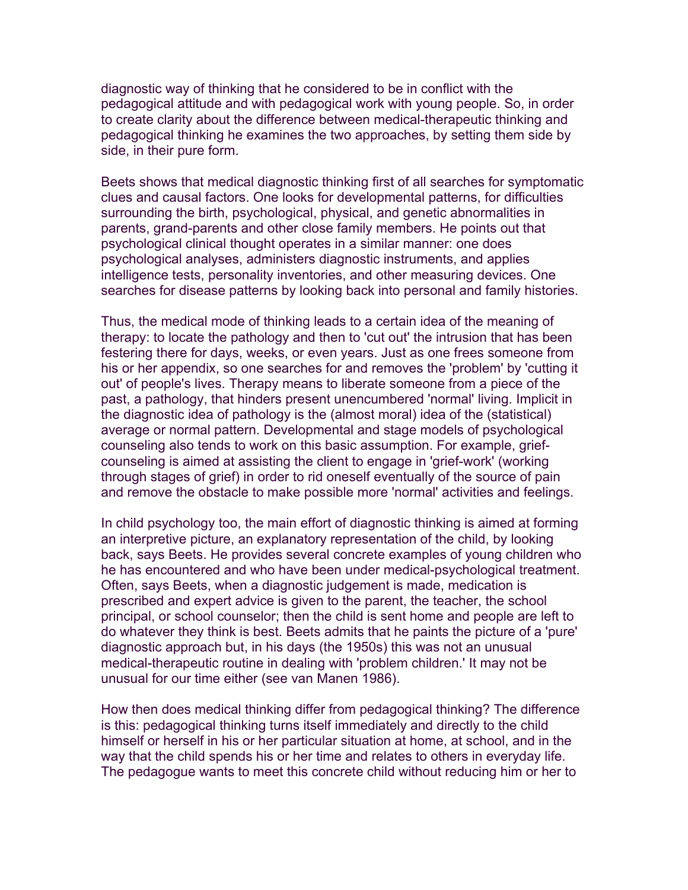diagnostic way of thinking that he considered to be in conflict with the pedagogical attitude and with pedagogical work with young people. So, in order to create clarity about the difference between medical-therapeutic thinking and pedagogical thinking he examines the two approaches, by setting them side by side, in their pure form.

Beets shows that medical diagnostic thinking first of all searches for symptomatic clues and causal factors. One looks for developmental patterns, for difficulties surrounding the birth, psychological, physical, and genetic abnormalities in parents, grand-parents and other close family members. He points out that psychological clinical thought operates in a similar manner: one does psychological analyses, administers diagnostic instruments, and applies intelligence tests, personality inventories, and other measuring devices. One searches for disease patterns by looking back into personal and family histories.

Thus, the medical mode of thinking leads to a certain idea of the meaning of therapy: to locate the pathology and then to 'cut out' the intrusion that has been festering there for days, weeks, or even years. Just as one frees someone from his or her appendix, so one searches for and removes the 'problem' by 'cutting it out' of people's lives. Therapy means to liberate someone from a piece of the past, a pathology, that hinders present unencumbered 'normal' living. Implicit in the diagnostic idea of pathology is the (almost moral) idea of the (statistical) average or normal pattern. Developmental and stage models of psychological counseling also tends to work on this basic assumption. For example, grief-counseling is aimed at assisting the client to engage in 'grief-work' (working through stages of grief) in order to rid oneself eventually of the source of pain and remove the obstacle to make possible more 'normal' activities and feelings.

In child psychology too, the main effort of diagnostic thinking is aimed at forming an interpretive picture, an explanatory representation of the child, by looking back, says Beets. He provides several concrete examples of young children who he has encountered and who have been under medical-psychological treatment. Often, says Beets, when a diagnostic judgement is made, medication is prescribed and expert advice is given to the parent, the teacher, the school principal, or school counselor; then the child is sent home and people are left to do whatever they think is best. Beets admits that he paints the picture of a 'pure' diagnostic approach but, in his days (the 1950s) this was not an unusual medical-therapeutic routine in dealing with 'problem children.' It may not be unusual for our time either (see van Manen 1986).

How then does medical thinking differ from pedagogical thinking? The difference is this: pedagogical thinking turns itself immediately and directly to the child himself or herself in his or her particular situation at home, at school, and in the way that the child spends his or her time and relates to others in everyday life. The pedagogue wants to meet this concrete child without reducing him or her to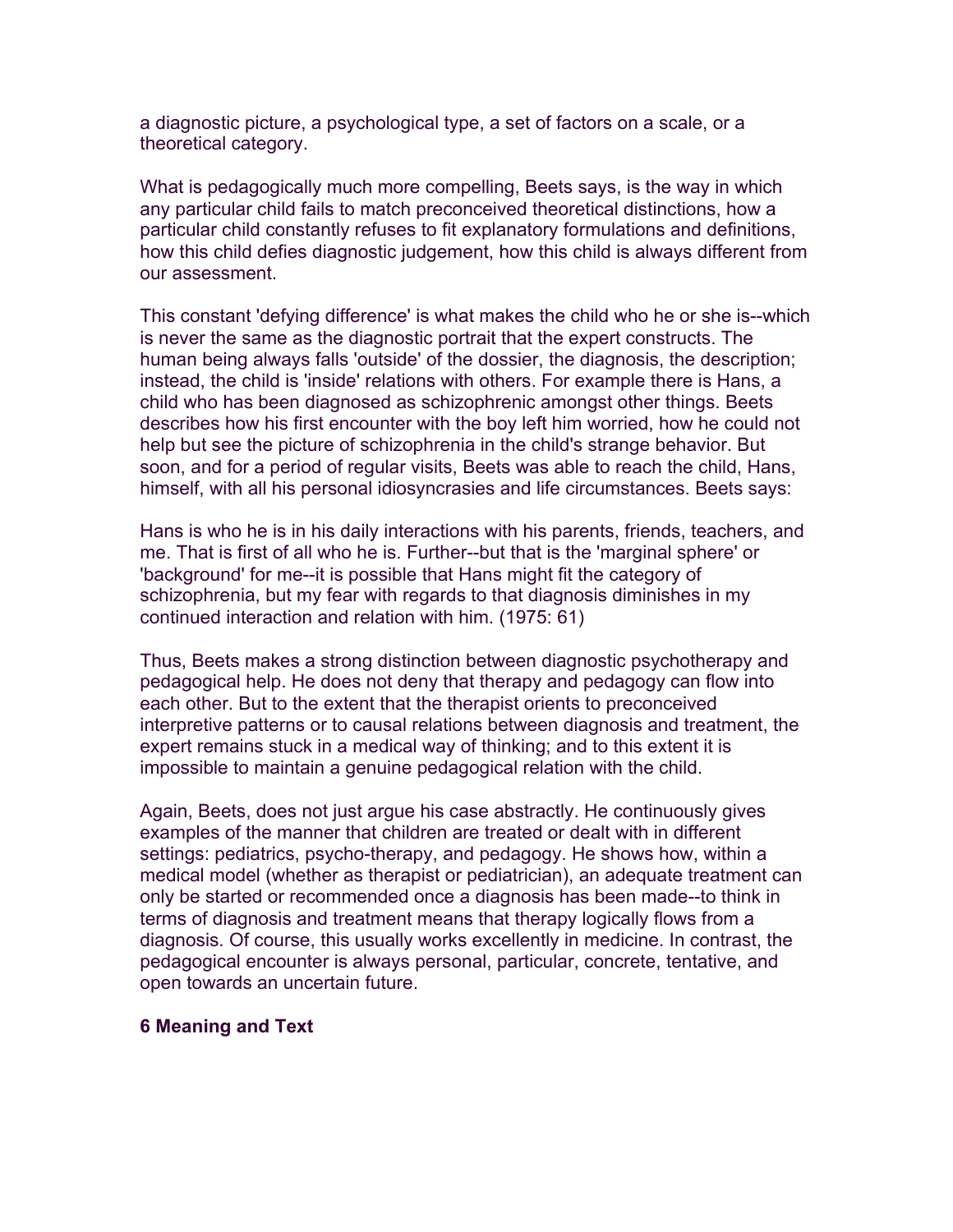a diagnostic picture, a psychological type, a set of factors on a scale, or a theoretical category.

What is pedagogically much more compelling, Beets says, is the way in which any particular child fails to match preconceived theoretical distinctions, how a particular child constantly refuses to fit explanatory formulations and definitions, how this child defies diagnostic judgement, how this child is always different from our assessment.

This constant 'defying difference' is what makes the child who he or she is--which is never the same as the diagnostic portrait that the expert constructs. The human being always falls 'outside' of the dossier, the diagnosis, the description; instead, the child is 'inside' relations with others. For example there is Hans, a child who has been diagnosed as schizophrenic amongst other things. Beets describes how his first encounter with the boy left him worried, how he could not help but see the picture of schizophrenia in the child's strange behavior. But soon, and for a period of regular visits, Beets was able to reach the child, Hans, himself, with all his personal idiosyncrasies and life circumstances. Beets says:

Hans is who he is in his daily interactions with his parents, friends, teachers, and me. That is first of all who he is. Further--but that is the 'marginal sphere' or 'background' for me--it is possible that Hans might fit the category of schizophrenia, but my fear with regards to that diagnosis diminishes in my continued interaction and relation with him. (1975: 61)

Thus, Beets makes a strong distinction between diagnostic psychotherapy and pedagogical help. He does not deny that therapy and pedagogy can flow into each other. But to the extent that the therapist orients to preconceived interpretive patterns or to causal relations between diagnosis and treatment, the expert remains stuck in a medical way of thinking; and to this extent it is impossible to maintain a genuine pedagogical relation with the child.

Again, Beets, does not just argue his case abstractly. He continuously gives examples of the manner that children are treated or dealt with in different settings: pediatrics, psycho-therapy, and pedagogy. He shows how, within a medical model (whether as therapist or pediatrician), an adequate treatment can only be started or recommended once a diagnosis has been made--to think in terms of diagnosis and treatment means that therapy logically flows from a diagnosis. Of course, this usually works excellently in medicine. In contrast, the pedagogical encounter is always personal, particular, concrete, tentative, and open towards an uncertain future.

## 6 Meaning and Text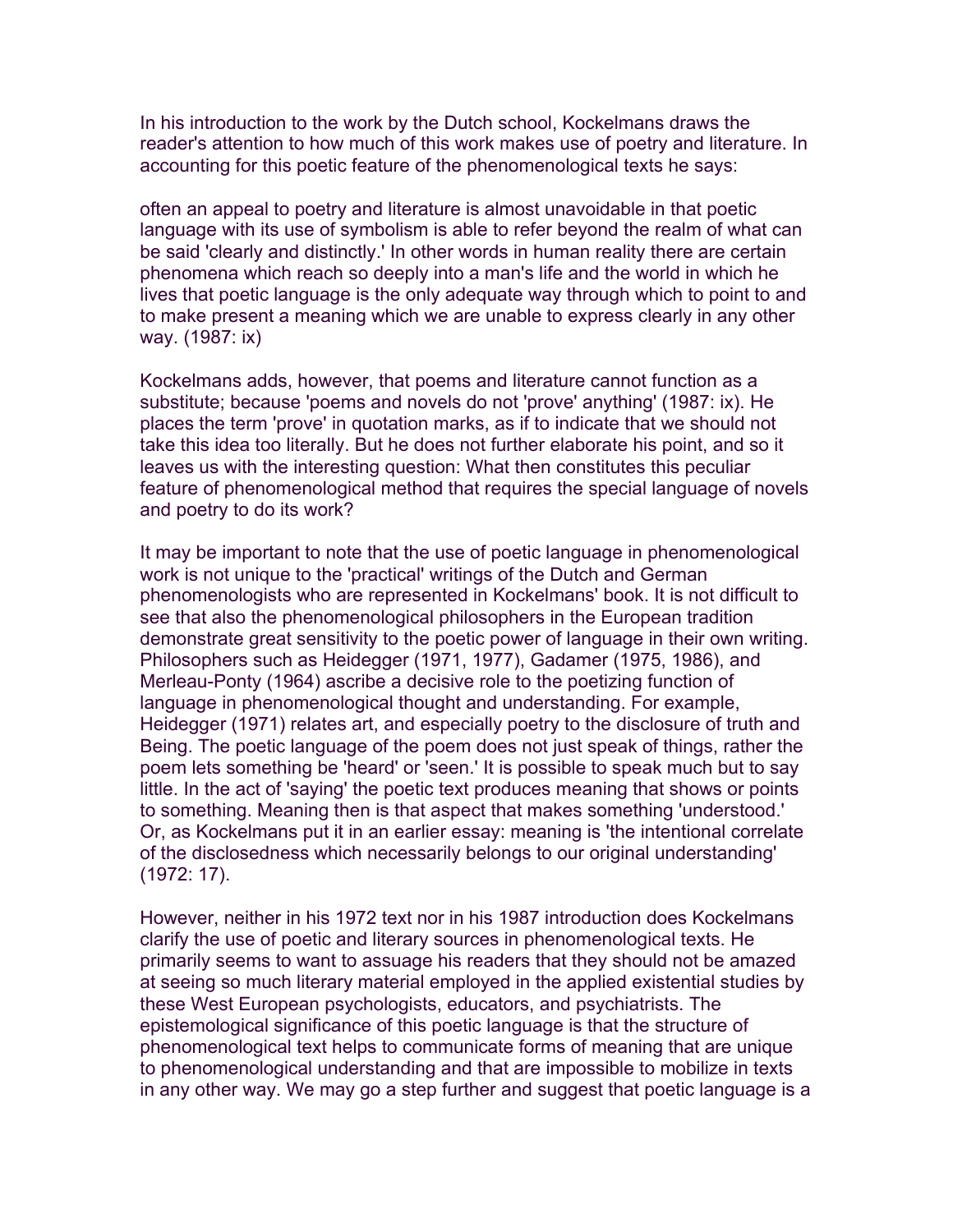In his introduction to the work by the Dutch school, Kockelmans draws the reader's attention to how much of this work makes use of poetry and literature. In accounting for this poetic feature of the phenomenological texts he says:

often an appeal to poetry and literature is almost unavoidable in that poetic language with its use of symbolism is able to refer beyond the realm of what can be said 'clearly and distinctly.' In other words in human reality there are certain phenomena which reach so deeply into a man's life and the world in which he lives that poetic language is the only adequate way through which to point to and to make present a meaning which we are unable to express clearly in any other way. (1987: ix)

Kockelmans adds, however, that poems and literature cannot function as a substitute; because 'poems and novels do not 'prove' anything' (1987: ix). He places the term 'prove' in quotation marks, as if to indicate that we should not take this idea too literally. But he does not further elaborate his point, and so it leaves us with the interesting question: What then constitutes this peculiar feature of phenomenological method that requires the special language of novels and poetry to do its work?

It may be important to note that the use of poetic language in phenomenological work is not unique to the 'practical' writings of the Dutch and German phenomenologists who are represented in Kockelmans' book. It is not difficult to see that also the phenomenological philosophers in the European tradition demonstrate great sensitivity to the poetic power of language in their own writing. Philosophers such as Heidegger (1971, 1977), Gadamer (1975, 1986), and Merleau-Ponty (1964) ascribe a decisive role to the poetizing function of language in phenomenological thought and understanding. For example, Heidegger (1971) relates art, and especially poetry to the disclosure of truth and Being. The poetic language of the poem does not just speak of things, rather the poem lets something be 'heard' or 'seen.' It is possible to speak much but to say little. In the act of 'saying' the poetic text produces meaning that shows or points to something. Meaning then is that aspect that makes something 'understood.' Or, as Kockelmans put it in an earlier essay: meaning is 'the intentional correlate of the disclosedness which necessarily belongs to our original understanding' (1972: 17).

However, neither in his 1972 text nor in his 1987 introduction does Kockelmans clarify the use of poetic and literary sources in phenomenological texts. He primarily seems to want to assuage his readers that they should not be amazed at seeing so much literary material employed in the applied existential studies by these West European psychologists, educators, and psychiatrists. The epistemological significance of this poetic language is that the structure of phenomenological text helps to communicate forms of meaning that are unique to phenomenological understanding and that are impossible to mobilize in texts in any other way. We may go a step further and suggest that poetic language is a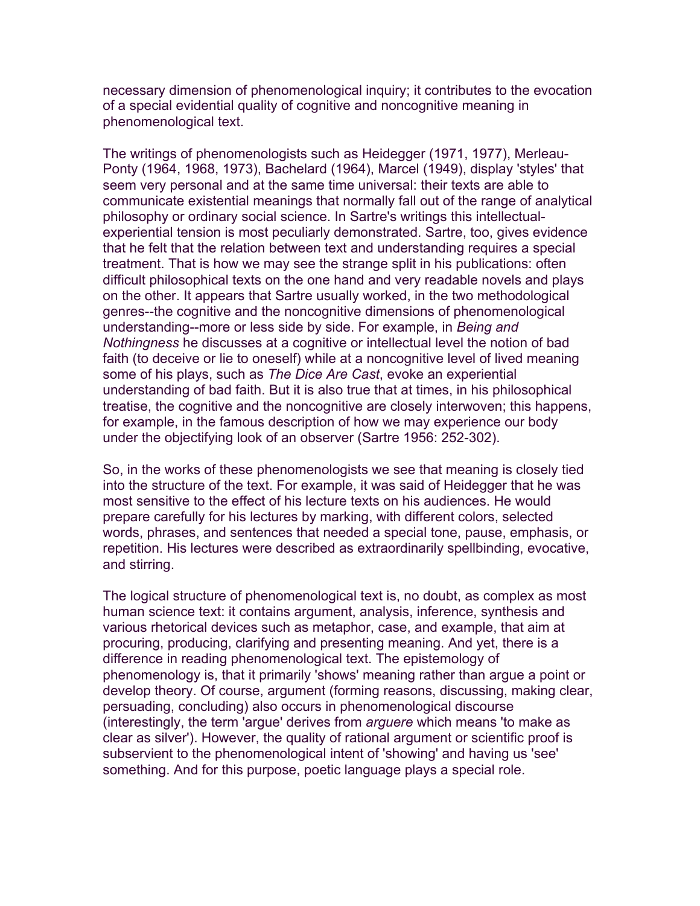necessary dimension of phenomenological inquiry; it contributes to the evocation of a special evidential quality of cognitive and noncognitive meaning in phenomenological text.

The writings of phenomenologists such as Heidegger (1971, 1977), Merleau-Ponty (1964, 1968, 1973), Bachelard (1964), Marcel (1949), display 'styles' that seem very personal and at the same time universal: their texts are able to communicate existential meanings that normally fall out of the range of analytical philosophy or ordinary social science. In Sartre's writings this intellectual-experiential tension is most peculiarly demonstrated. Sartre, too, gives evidence that he felt that the relation between text and understanding requires a special treatment. That is how we may see the strange split in his publications: often difficult philosophical texts on the one hand and very readable novels and plays on the other. It appears that Sartre usually worked, in the two methodological genres--the cognitive and the noncognitive dimensions of phenomenological understanding--more or less side by side. For example, in *Being and Nothingness* he discusses at a cognitive or intellectual level the notion of bad faith (to deceive or lie to oneself) while at a noncognitive level of lived meaning some of his plays, such as *The Dice Are Cast*, evoke an experiential understanding of bad faith. But it is also true that at times, in his philosophical treatise, the cognitive and the noncognitive are closely interwoven; this happens, for example, in the famous description of how we may experience our body under the objectifying look of an observer (Sartre 1956: 252-302).

So, in the works of these phenomenologists we see that meaning is closely tied into the structure of the text. For example, it was said of Heidegger that he was most sensitive to the effect of his lecture texts on his audiences. He would prepare carefully for his lectures by marking, with different colors, selected words, phrases, and sentences that needed a special tone, pause, emphasis, or repetition. His lectures were described as extraordinarily spellbinding, evocative, and stirring.

The logical structure of phenomenological text is, no doubt, as complex as most human science text: it contains argument, analysis, inference, synthesis and various rhetorical devices such as metaphor, case, and example, that aim at procuring, producing, clarifying and presenting meaning. And yet, there is a difference in reading phenomenological text. The epistemology of phenomenology is, that it primarily 'shows' meaning rather than argue a point or develop theory. Of course, argument (forming reasons, discussing, making clear, persuading, concluding) also occurs in phenomenological discourse (interestingly, the term 'argue' derives from *arguere* which means 'to make as clear as silver'). However, the quality of rational argument or scientific proof is subservient to the phenomenological intent of 'showing' and having us 'see' something. And for this purpose, poetic language plays a special role.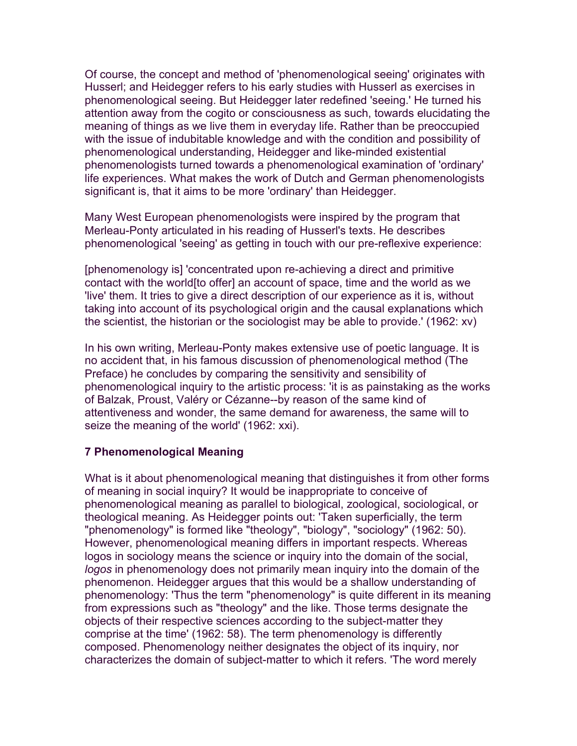Of course, the concept and method of 'phenomenological seeing' originates with Husserl; and Heidegger refers to his early studies with Husserl as exercises in phenomenological seeing. But Heidegger later redefined 'seeing.' He turned his attention away from the cogito or consciousness as such, towards elucidating the meaning of things as we live them in everyday life. Rather than be preoccupied with the issue of indubitable knowledge and with the condition and possibility of phenomenological understanding, Heidegger and like-minded existential phenomenologists turned towards a phenomenological examination of 'ordinary' life experiences. What makes the work of Dutch and German phenomenologists significant is, that it aims to be more 'ordinary' than Heidegger.

Many West European phenomenologists were inspired by the program that Merleau-Ponty articulated in his reading of Husserl's texts. He describes phenomenological 'seeing' as getting in touch with our pre-reflexive experience:

[phenomenology is] 'concentrated upon re-achieving a direct and primitive contact with the world[to offer] an account of space, time and the world as we 'live' them. It tries to give a direct description of our experience as it is, without taking into account of its psychological origin and the causal explanations which the scientist, the historian or the sociologist may be able to provide.' (1962: xv)

In his own writing, Merleau-Ponty makes extensive use of poetic language. It is no accident that, in his famous discussion of phenomenological method (The Preface) he concludes by comparing the sensitivity and sensibility of phenomenological inquiry to the artistic process: 'it is as painstaking as the works of Balzak, Proust, Valéry or Cézanne--by reason of the same kind of attentiveness and wonder, the same demand for awareness, the same will to seize the meaning of the world' (1962: xxi).

### 7 Phenomenological Meaning

What is it about phenomenological meaning that distinguishes it from other forms of meaning in social inquiry? It would be inappropriate to conceive of phenomenological meaning as parallel to biological, zoological, sociological, or theological meaning. As Heidegger points out: 'Taken superficially, the term "phenomenology" is formed like "theology", "biology", "sociology" (1962: 50). However, phenomenological meaning differs in important respects. Whereas logos in sociology means the science or inquiry into the domain of the social, *logos* in phenomenology does not primarily mean inquiry into the domain of the phenomenon. Heidegger argues that this would be a shallow understanding of phenomenology: 'Thus the term "phenomenology" is quite different in its meaning from expressions such as "theology" and the like. Those terms designate the objects of their respective sciences according to the subject-matter they comprise at the time' (1962: 58). The term phenomenology is differently composed. Phenomenology neither designates the object of its inquiry, nor characterizes the domain of subject-matter to which it refers. 'The word merely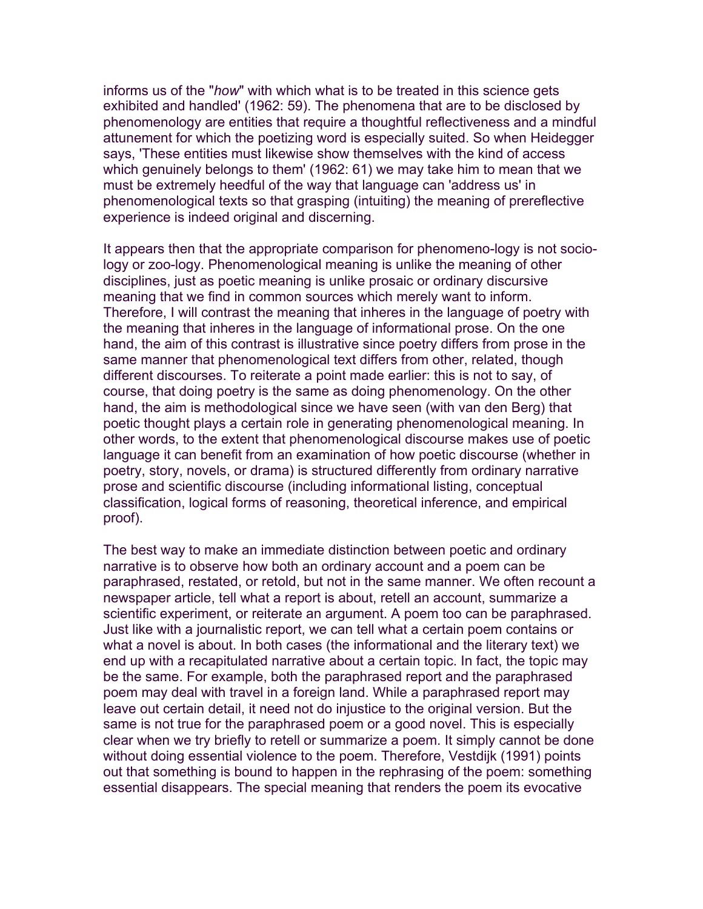informs us of the "*how*" with which what is to be treated in this science gets exhibited and handled' (1962: 59). The phenomena that are to be disclosed by phenomenology are entities that require a thoughtful reflectiveness and a mindful attunement for which the poetizing word is especially suited. So when Heidegger says, 'These entities must likewise show themselves with the kind of access which genuinely belongs to them' (1962: 61) we may take him to mean that we must be extremely heedful of the way that language can 'address us' in phenomenological texts so that grasping (intuiting) the meaning of prereflective experience is indeed original and discerning.

It appears then that the appropriate comparison for phenomeno-logy is not socio-logy or zoo-logy. Phenomenological meaning is unlike the meaning of other disciplines, just as poetic meaning is unlike prosaic or ordinary discursive meaning that we find in common sources which merely want to inform. Therefore, I will contrast the meaning that inheres in the language of poetry with the meaning that inheres in the language of informational prose. On the one hand, the aim of this contrast is illustrative since poetry differs from prose in the same manner that phenomenological text differs from other, related, though different discourses. To reiterate a point made earlier: this is not to say, of course, that doing poetry is the same as doing phenomenology. On the other hand, the aim is methodological since we have seen (with van den Berg) that poetic thought plays a certain role in generating phenomenological meaning. In other words, to the extent that phenomenological discourse makes use of poetic language it can benefit from an examination of how poetic discourse (whether in poetry, story, novels, or drama) is structured differently from ordinary narrative prose and scientific discourse (including informational listing, conceptual classification, logical forms of reasoning, theoretical inference, and empirical proof).

The best way to make an immediate distinction between poetic and ordinary narrative is to observe how both an ordinary account and a poem can be paraphrased, restated, or retold, but not in the same manner. We often recount a newspaper article, tell what a report is about, retell an account, summarize a scientific experiment, or reiterate an argument. A poem too can be paraphrased. Just like with a journalistic report, we can tell what a certain poem contains or what a novel is about. In both cases (the informational and the literary text) we end up with a recapitulated narrative about a certain topic. In fact, the topic may be the same. For example, both the paraphrased report and the paraphrased poem may deal with travel in a foreign land. While a paraphrased report may leave out certain detail, it need not do injustice to the original version. But the same is not true for the paraphrased poem or a good novel. This is especially clear when we try briefly to retell or summarize a poem. It simply cannot be done without doing essential violence to the poem. Therefore, Vestdijk (1991) points out that something is bound to happen in the rephrasing of the poem: something essential disappears. The special meaning that renders the poem its evocative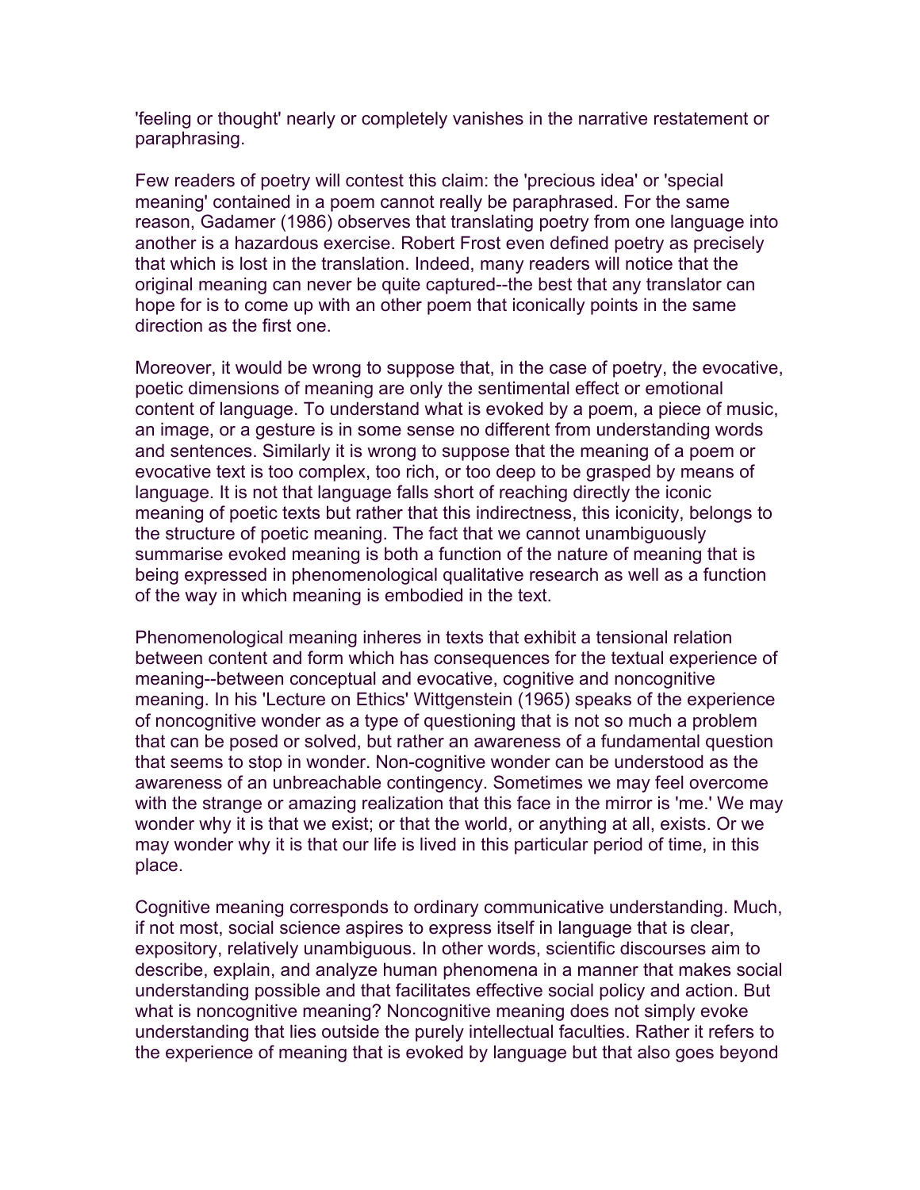'feeling or thought' nearly or completely vanishes in the narrative restatement or paraphrasing.

Few readers of poetry will contest this claim: the 'precious idea' or 'special meaning' contained in a poem cannot really be paraphrased. For the same reason, Gadamer (1986) observes that translating poetry from one language into another is a hazardous exercise. Robert Frost even defined poetry as precisely that which is lost in the translation. Indeed, many readers will notice that the original meaning can never be quite captured--the best that any translator can hope for is to come up with an other poem that iconically points in the same direction as the first one.

Moreover, it would be wrong to suppose that, in the case of poetry, the evocative, poetic dimensions of meaning are only the sentimental effect or emotional content of language. To understand what is evoked by a poem, a piece of music, an image, or a gesture is in some sense no different from understanding words and sentences. Similarly it is wrong to suppose that the meaning of a poem or evocative text is too complex, too rich, or too deep to be grasped by means of language. It is not that language falls short of reaching directly the iconic meaning of poetic texts but rather that this indirectness, this iconicity, belongs to the structure of poetic meaning. The fact that we cannot unambiguously summarise evoked meaning is both a function of the nature of meaning that is being expressed in phenomenological qualitative research as well as a function of the way in which meaning is embodied in the text.

Phenomenological meaning inheres in texts that exhibit a tensional relation between content and form which has consequences for the textual experience of meaning--between conceptual and evocative, cognitive and noncognitive meaning. In his 'Lecture on Ethics' Wittgenstein (1965) speaks of the experience of noncognitive wonder as a type of questioning that is not so much a problem that can be posed or solved, but rather an awareness of a fundamental question that seems to stop in wonder. Non-cognitive wonder can be understood as the awareness of an unbreachable contingency. Sometimes we may feel overcome with the strange or amazing realization that this face in the mirror is 'me.' We may wonder why it is that we exist; or that the world, or anything at all, exists. Or we may wonder why it is that our life is lived in this particular period of time, in this place.

Cognitive meaning corresponds to ordinary communicative understanding. Much, if not most, social science aspires to express itself in language that is clear, expository, relatively unambiguous. In other words, scientific discourses aim to describe, explain, and analyze human phenomena in a manner that makes social understanding possible and that facilitates effective social policy and action. But what is noncognitive meaning? Noncognitive meaning does not simply evoke understanding that lies outside the purely intellectual faculties. Rather it refers to the experience of meaning that is evoked by language but that also goes beyond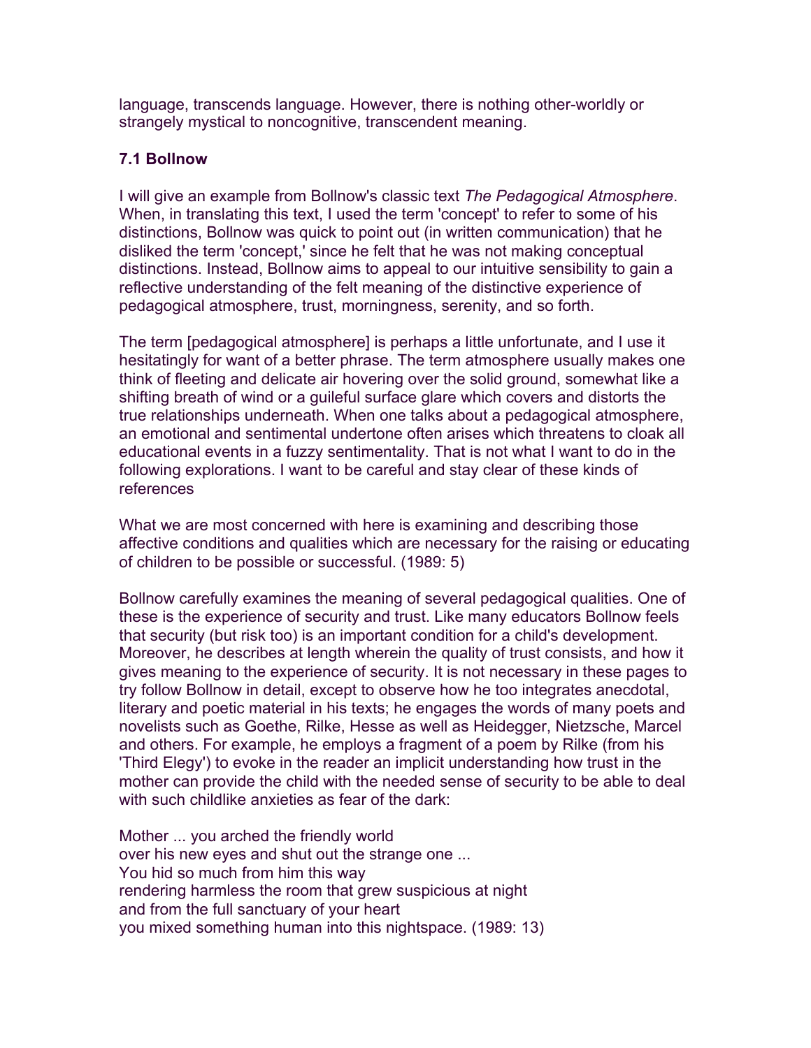language, transcends language. However, there is nothing other-worldly or strangely mystical to noncognitive, transcendent meaning.

### 7.1 Bollnow

I will give an example from Bollnow's classic text *The Pedagogical Atmosphere*. When, in translating this text, I used the term 'concept' to refer to some of his distinctions, Bollnow was quick to point out (in written communication) that he disliked the term 'concept,' since he felt that he was not making conceptual distinctions. Instead, Bollnow aims to appeal to our intuitive sensibility to gain a reflective understanding of the felt meaning of the distinctive experience of pedagogical atmosphere, trust, morningness, serenity, and so forth.

The term [pedagogical atmosphere] is perhaps a little unfortunate, and I use it hesitatingly for want of a better phrase. The term atmosphere usually makes one think of fleeting and delicate air hovering over the solid ground, somewhat like a shifting breath of wind or a guileful surface glare which covers and distorts the true relationships underneath. When one talks about a pedagogical atmosphere, an emotional and sentimental undertone often arises which threatens to cloak all educational events in a fuzzy sentimentality. That is not what I want to do in the following explorations. I want to be careful and stay clear of these kinds of references

What we are most concerned with here is examining and describing those affective conditions and qualities which are necessary for the raising or educating of children to be possible or successful. (1989: 5)

Bollnow carefully examines the meaning of several pedagogical qualities. One of these is the experience of security and trust. Like many educators Bollnow feels that security (but risk too) is an important condition for a child's development. Moreover, he describes at length wherein the quality of trust consists, and how it gives meaning to the experience of security. It is not necessary in these pages to try follow Bollnow in detail, except to observe how he too integrates anecdotal, literary and poetic material in his texts; he engages the words of many poets and novelists such as Goethe, Rilke, Hesse as well as Heidegger, Nietzsche, Marcel and others. For example, he employs a fragment of a poem by Rilke (from his 'Third Elegy') to evoke in the reader an implicit understanding how trust in the mother can provide the child with the needed sense of security to be able to deal with such childlike anxieties as fear of the dark:

Mother ... you arched the friendly world  
over his new eyes and shut out the strange one ...  
You hid so much from him this way  
rendering harmless the room that grew suspicious at night  
and from the full sanctuary of your heart  
you mixed something human into this nightspace. (1989: 13)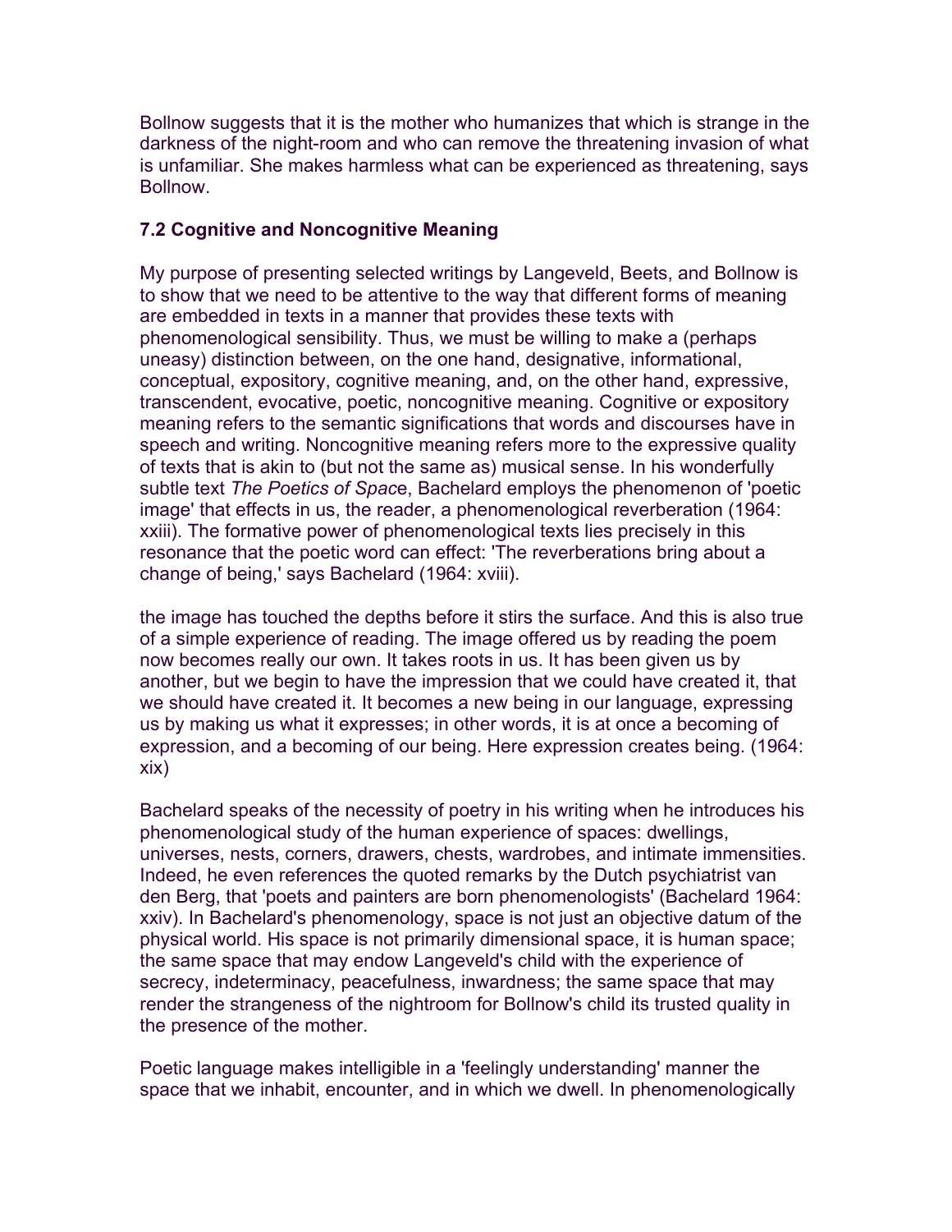Bollnow suggests that it is the mother who humanizes that which is strange in the darkness of the night-room and who can remove the threatening invasion of what is unfamiliar. She makes harmless what can be experienced as threatening, says Bollnow.

### 7.2 Cognitive and Noncognitive Meaning

My purpose of presenting selected writings by Langeveld, Beets, and Bollnow is to show that we need to be attentive to the way that different forms of meaning are embedded in texts in a manner that provides these texts with phenomenological sensibility. Thus, we must be willing to make a (perhaps uneasy) distinction between, on the one hand, designative, informational, conceptual, expository, cognitive meaning, and, on the other hand, expressive, transcendent, evocative, poetic, noncognitive meaning. Cognitive or expository meaning refers to the semantic significations that words and discourses have in speech and writing. Noncognitive meaning refers more to the expressive quality of texts that is akin to (but not the same as) musical sense. In his wonderfully subtle text *The Poetics of Space*, Bachelard employs the phenomenon of 'poetic image' that effects in us, the reader, a phenomenological reverberation (1964: xxiii). The formative power of phenomenological texts lies precisely in this resonance that the poetic word can effect: 'The reverberations bring about a change of being,' says Bachelard (1964: xviii).

the image has touched the depths before it stirs the surface. And this is also true of a simple experience of reading. The image offered us by reading the poem now becomes really our own. It takes roots in us. It has been given us by another, but we begin to have the impression that we could have created it, that we should have created it. It becomes a new being in our language, expressing us by making us what it expresses; in other words, it is at once a becoming of expression, and a becoming of our being. Here expression creates being. (1964: xix)

Bachelard speaks of the necessity of poetry in his writing when he introduces his phenomenological study of the human experience of spaces: dwellings, universes, nests, corners, drawers, chests, wardrobes, and intimate immensities. Indeed, he even references the quoted remarks by the Dutch psychiatrist van den Berg, that 'poets and painters are born phenomenologists' (Bachelard 1964: xxiv). In Bachelard's phenomenology, space is not just an objective datum of the physical world. His space is not primarily dimensional space, it is human space; the same space that may endow Langeveld's child with the experience of secrecy, indeterminacy, peacefulness, inwardness; the same space that may render the strangeness of the nightroom for Bollnow's child its trusted quality in the presence of the mother.

Poetic language makes intelligible in a 'feelingly understanding' manner the space that we inhabit, encounter, and in which we dwell. In phenomenologically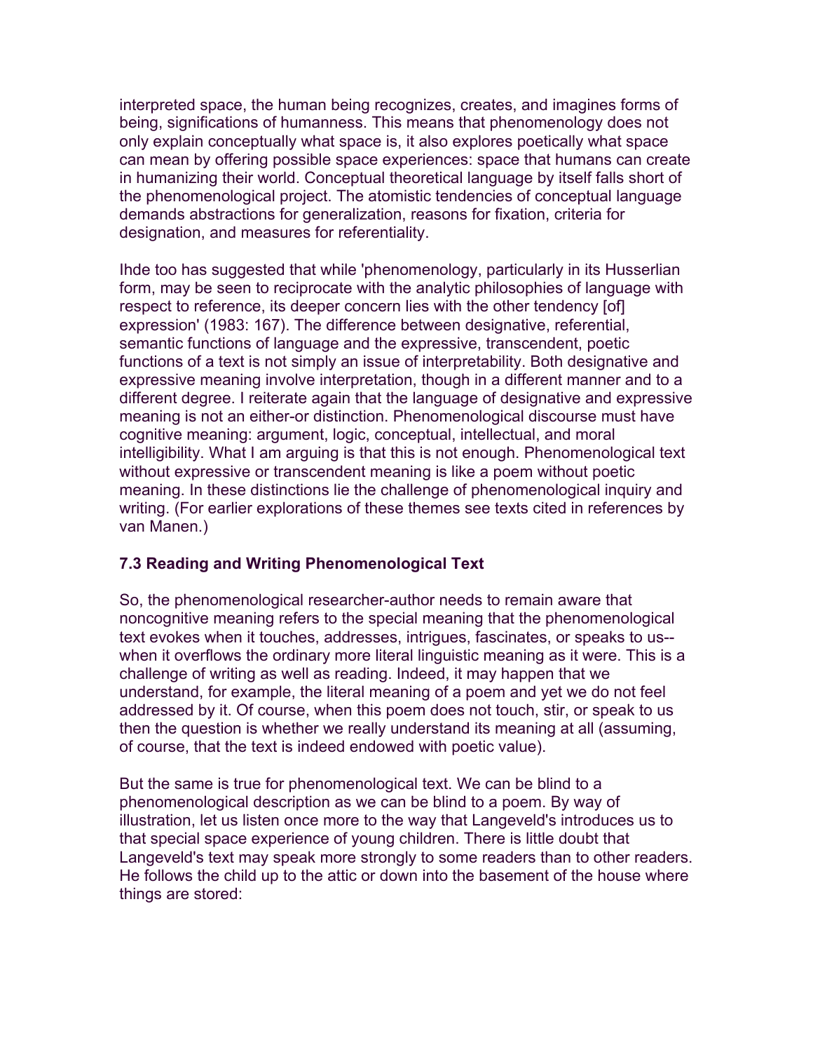interpreted space, the human being recognizes, creates, and imagines forms of being, significations of humanness. This means that phenomenology does not only explain conceptually what space is, it also explores poetically what space can mean by offering possible space experiences: space that humans can create in humanizing their world. Conceptual theoretical language by itself falls short of the phenomenological project. The atomistic tendencies of conceptual language demands abstractions for generalization, reasons for fixation, criteria for designation, and measures for referentiality.

Ihde too has suggested that while 'phenomenology, particularly in its Husserlian form, may be seen to reciprocate with the analytic philosophies of language with respect to reference, its deeper concern lies with the other tendency [of] expression' (1983: 167). The difference between designative, referential, semantic functions of language and the expressive, transcendent, poetic functions of a text is not simply an issue of interpretability. Both designative and expressive meaning involve interpretation, though in a different manner and to a different degree. I reiterate again that the language of designative and expressive meaning is not an either-or distinction. Phenomenological discourse must have cognitive meaning: argument, logic, conceptual, intellectual, and moral intelligibility. What I am arguing is that this is not enough. Phenomenological text without expressive or transcendent meaning is like a poem without poetic meaning. In these distinctions lie the challenge of phenomenological inquiry and writing. (For earlier explorations of these themes see texts cited in references by van Manen.)

### 7.3 Reading and Writing Phenomenological Text

So, the phenomenological researcher-author needs to remain aware that noncognitive meaning refers to the special meaning that the phenomenological text evokes when it touches, addresses, intrigues, fascinates, or speaks to us--when it overflows the ordinary more literal linguistic meaning as it were. This is a challenge of writing as well as reading. Indeed, it may happen that we understand, for example, the literal meaning of a poem and yet we do not feel addressed by it. Of course, when this poem does not touch, stir, or speak to us then the question is whether we really understand its meaning at all (assuming, of course, that the text is indeed endowed with poetic value).

But the same is true for phenomenological text. We can be blind to a phenomenological description as we can be blind to a poem. By way of illustration, let us listen once more to the way that Langeveld's introduces us to that special space experience of young children. There is little doubt that Langeveld's text may speak more strongly to some readers than to other readers. He follows the child up to the attic or down into the basement of the house where things are stored: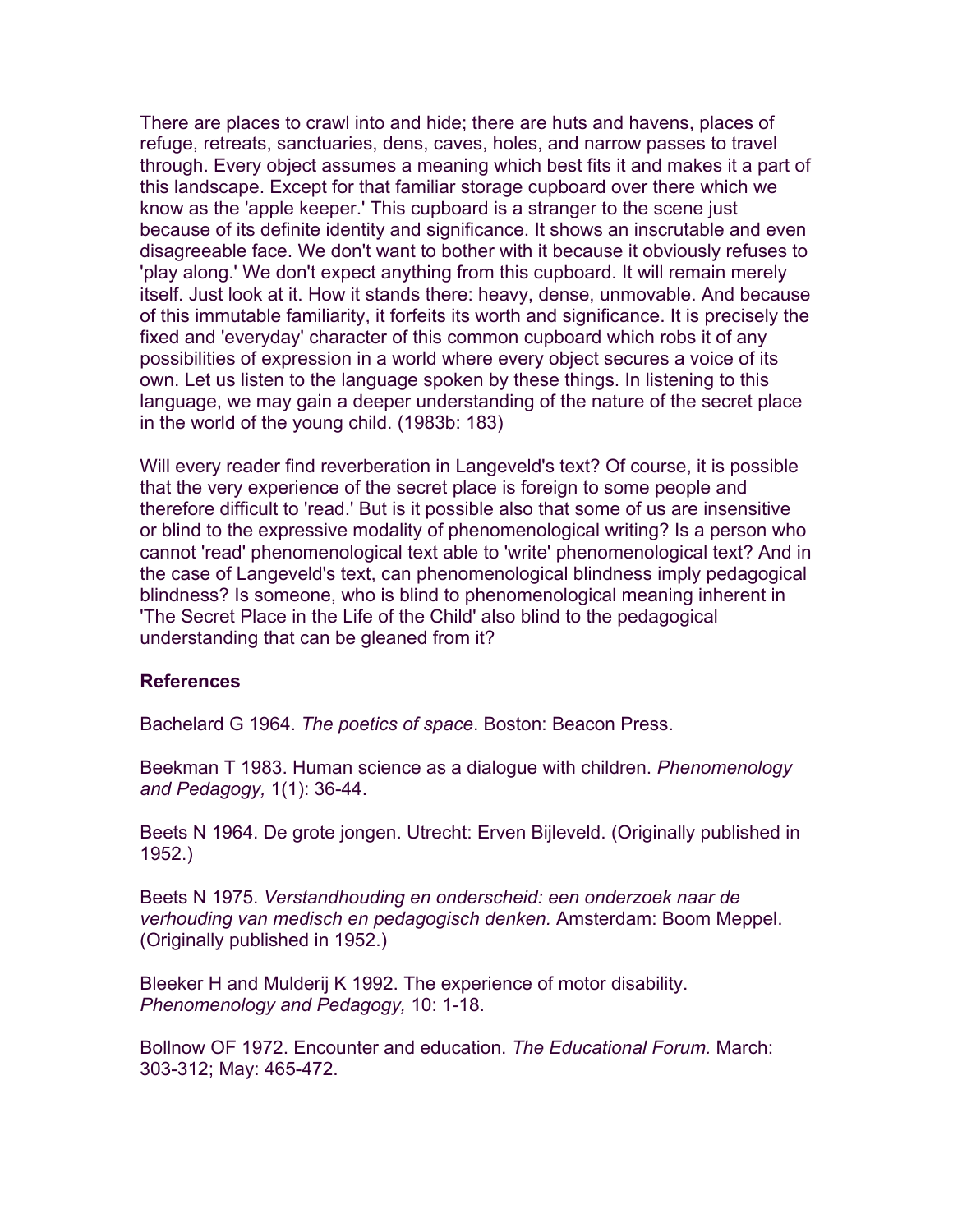There are places to crawl into and hide; there are huts and havens, places of refuge, retreats, sanctuaries, dens, caves, holes, and narrow passes to travel through. Every object assumes a meaning which best fits it and makes it a part of this landscape. Except for that familiar storage cupboard over there which we know as the 'apple keeper.' This cupboard is a stranger to the scene just because of its definite identity and significance. It shows an inscrutable and even disagreeable face. We don't want to bother with it because it obviously refuses to 'play along.' We don't expect anything from this cupboard. It will remain merely itself. Just look at it. How it stands there: heavy, dense, unmovable. And because of this immutable familiarity, it forfeits its worth and significance. It is precisely the fixed and 'everyday' character of this common cupboard which robs it of any possibilities of expression in a world where every object secures a voice of its own. Let us listen to the language spoken by these things. In listening to this language, we may gain a deeper understanding of the nature of the secret place in the world of the young child. (1983b: 183)

Will every reader find reverberation in Langeveld's text? Of course, it is possible that the very experience of the secret place is foreign to some people and therefore difficult to 'read.' But is it possible also that some of us are insensitive or blind to the expressive modality of phenomenological writing? Is a person who cannot 'read' phenomenological text able to 'write' phenomenological text? And in the case of Langeveld's text, can phenomenological blindness imply pedagogical blindness? Is someone, who is blind to phenomenological meaning inherent in 'The Secret Place in the Life of the Child' also blind to the pedagogical understanding that can be gleaned from it?

**References**

Bachelard G 1964. *The poetics of space*. Boston: Beacon Press.

Beekman T 1983. Human science as a dialogue with children. *Phenomenology and Pedagogy,* 1(1): 36-44.

Beets N 1964. De grote jongen. Utrecht: Erven Bijleveld. (Originally published in 1952.)

Beets N 1975. *Verstandhouding en onderscheid: een onderzoek naar de verhouding van medisch en pedagogisch denken.* Amsterdam: Boom Meppel. (Originally published in 1952.)

Bleeker H and Mulderij K 1992. The experience of motor disability. *Phenomenology and Pedagogy,* 10: 1-18.

Bollnow OF 1972. Encounter and education. *The Educational Forum.* March: 303-312; May: 465-472.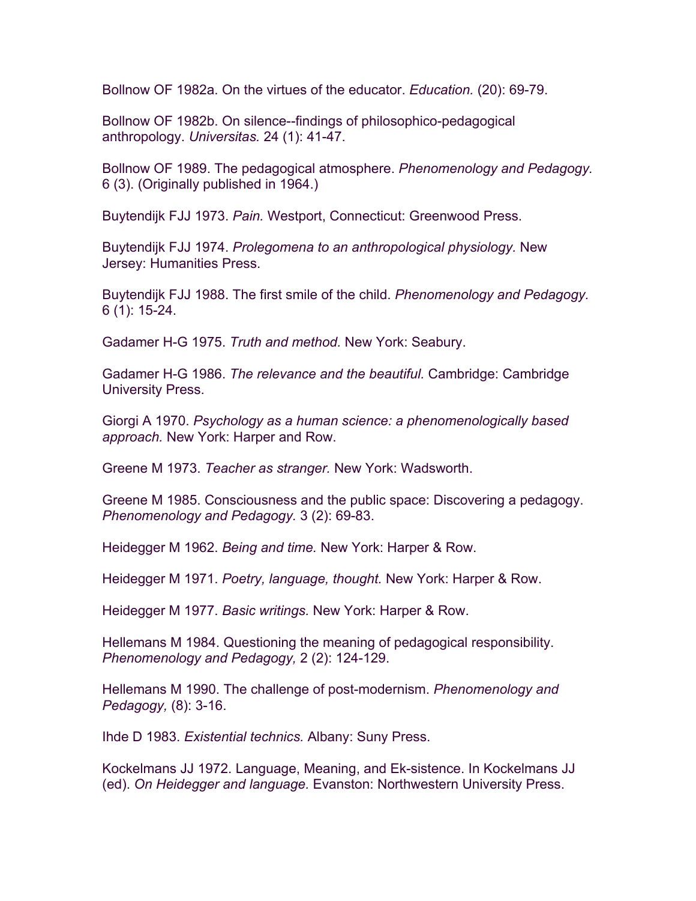Bollnow OF 1982a. On the virtues of the educator. *Education.* (20): 69-79.

Bollnow OF 1982b. On silence--findings of philosophico-pedagogical anthropology. *Universitas.* 24 (1): 41-47.

Bollnow OF 1989. The pedagogical atmosphere. *Phenomenology and Pedagogy.* 6 (3). (Originally published in 1964.)

Buytendijk FJJ 1973. *Pain.* Westport, Connecticut: Greenwood Press.

Buytendijk FJJ 1974. *Prolegomena to an anthropological physiology.* New Jersey: Humanities Press.

Buytendijk FJJ 1988. The first smile of the child. *Phenomenology and Pedagogy.* 6 (1): 15-24.

Gadamer H-G 1975. *Truth and method.* New York: Seabury.

Gadamer H-G 1986. *The relevance and the beautiful.* Cambridge: Cambridge University Press.

Giorgi A 1970. *Psychology as a human science: a phenomenologically based approach.* New York: Harper and Row.

Greene M 1973. *Teacher as stranger.* New York: Wadsworth.

Greene M 1985. Consciousness and the public space: Discovering a pedagogy. *Phenomenology and Pedagogy.* 3 (2): 69-83.

Heidegger M 1962. *Being and time.* New York: Harper & Row.

Heidegger M 1971. *Poetry, language, thought.* New York: Harper & Row.

Heidegger M 1977. *Basic writings.* New York: Harper & Row.

Hellemans M 1984. Questioning the meaning of pedagogical responsibility. *Phenomenology and Pedagogy,* 2 (2): 124-129.

Hellemans M 1990. The challenge of post-modernism. *Phenomenology and Pedagogy,* (8): 3-16.

Ihde D 1983. *Existential technics.* Albany: Suny Press.

Kockelmans JJ 1972. Language, Meaning, and Ek-sistence. In Kockelmans JJ (ed). *On Heidegger and language.* Evanston: Northwestern University Press.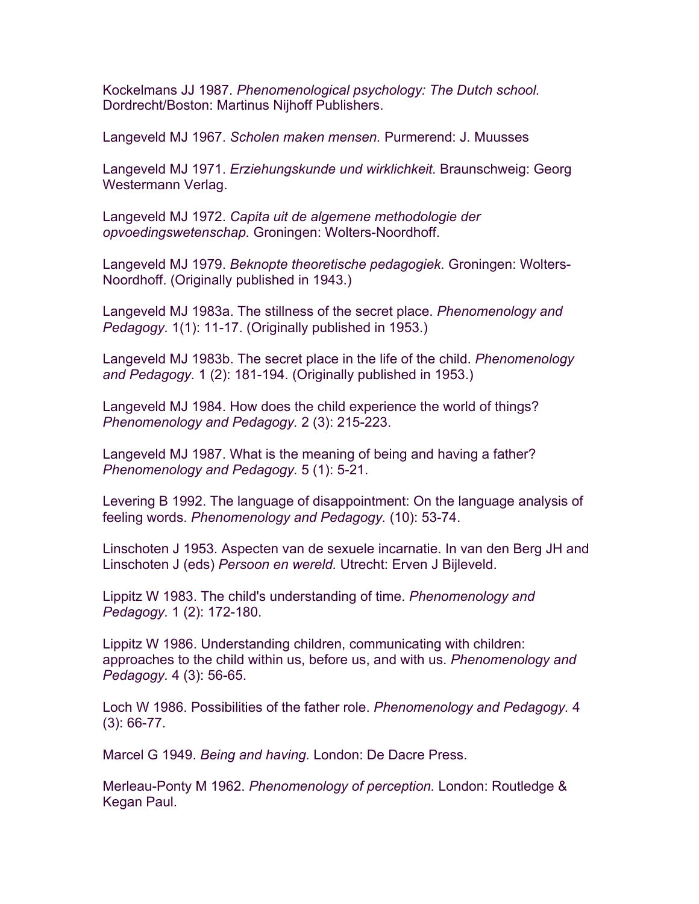Kockelmans JJ 1987. *Phenomenological psychology: The Dutch school.* Dordrecht/Boston: Martinus Nijhoff Publishers.

Langeveld MJ 1967. *Scholen maken mensen.* Purmerend: J. Muusses

Langeveld MJ 1971. *Erziehungskunde und wirklichkeit.* Braunschweig: Georg Westermann Verlag.

Langeveld MJ 1972. *Capita uit de algemene methodologie der opvoedingswetenschap.* Groningen: Wolters-Noordhoff.

Langeveld MJ 1979. *Beknopte theoretische pedagogiek*. Groningen: Wolters-Noordhoff. (Originally published in 1943.)

Langeveld MJ 1983a. The stillness of the secret place. *Phenomenology and Pedagogy.* 1(1): 11-17. (Originally published in 1953.)

Langeveld MJ 1983b. The secret place in the life of the child. *Phenomenology and Pedagogy.* 1 (2): 181-194. (Originally published in 1953.)

Langeveld MJ 1984. How does the child experience the world of things? *Phenomenology and Pedagogy.* 2 (3): 215-223.

Langeveld MJ 1987. What is the meaning of being and having a father? *Phenomenology and Pedagogy.* 5 (1): 5-21.

Levering B 1992. The language of disappointment: On the language analysis of feeling words. *Phenomenology and Pedagogy.* (10): 53-74.

Linschoten J 1953. Aspecten van de sexuele incarnatie. In van den Berg JH and Linschoten J (eds) *Persoon en wereld.* Utrecht: Erven J Bijleveld.

Lippitz W 1983. The child's understanding of time. *Phenomenology and Pedagogy.* 1 (2): 172-180.

Lippitz W 1986. Understanding children, communicating with children: approaches to the child within us, before us, and with us. *Phenomenology and Pedagogy.* 4 (3): 56-65.

Loch W 1986. Possibilities of the father role. *Phenomenology and Pedagogy.* 4 (3): 66-77.

Marcel G 1949. *Being and having.* London: De Dacre Press.

Merleau-Ponty M 1962. *Phenomenology of perception.* London: Routledge & Kegan Paul.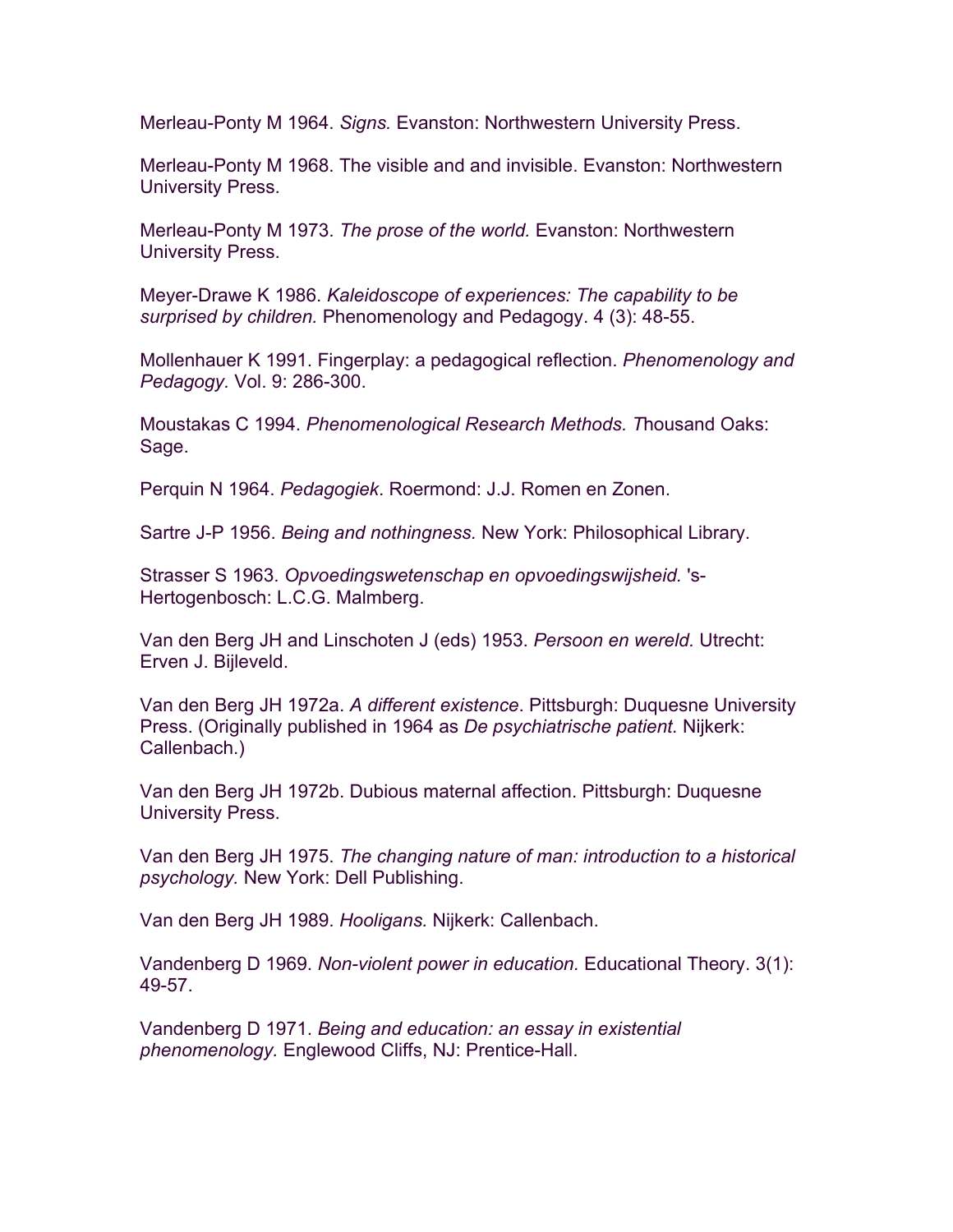Merleau-Ponty M 1964. *Signs.* Evanston: Northwestern University Press.

Merleau-Ponty M 1968. The visible and and invisible. Evanston: Northwestern University Press.

Merleau-Ponty M 1973. *The prose of the world.* Evanston: Northwestern University Press.

Meyer-Drawe K 1986. *Kaleidoscope of experiences: The capability to be surprised by children.* Phenomenology and Pedagogy. 4 (3): 48-55.

Mollenhauer K 1991. Fingerplay: a pedagogical reflection. *Phenomenology and Pedagogy.* Vol. 9: 286-300.

Moustakas C 1994. *Phenomenological Research Methods. T*housand Oaks: Sage.

Perquin N 1964. *Pedagogiek*. Roermond: J.J. Romen en Zonen.

Sartre J-P 1956. *Being and nothingness.* New York: Philosophical Library.

Strasser S 1963. *Opvoedingswetenschap en opvoedingswijsheid.* 's-Hertogenbosch: L.C.G. Malmberg.

Van den Berg JH and Linschoten J (eds) 1953. *Persoon en wereld.* Utrecht: Erven J. Bijleveld.

Van den Berg JH 1972a. *A different existence*. Pittsburgh: Duquesne University Press. (Originally published in 1964 as *De psychiatrische patient.* Nijkerk: Callenbach.)

Van den Berg JH 1972b. Dubious maternal affection. Pittsburgh: Duquesne University Press.

Van den Berg JH 1975. *The changing nature of man: introduction to a historical psychology.* New York: Dell Publishing.

Van den Berg JH 1989. *Hooligans.* Nijkerk: Callenbach.

Vandenberg D 1969. *Non-violent power in education.* Educational Theory. 3(1): 49-57.

Vandenberg D 1971. *Being and education: an essay in existential phenomenology.* Englewood Cliffs, NJ: Prentice-Hall.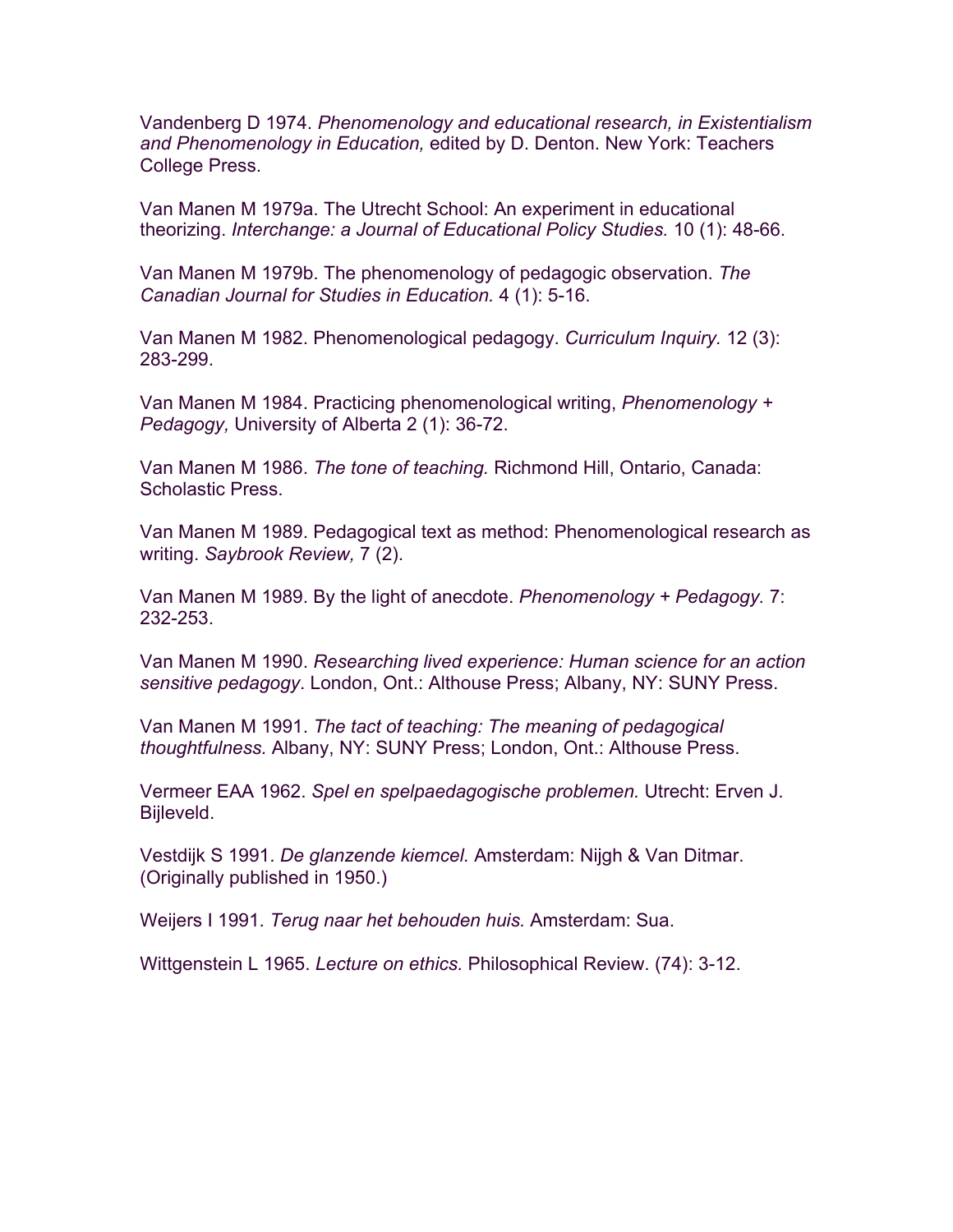Vandenberg D 1974. *Phenomenology and educational research, in Existentialism and Phenomenology in Education,* edited by D. Denton. New York: Teachers College Press.

Van Manen M 1979a. The Utrecht School: An experiment in educational theorizing. *Interchange: a Journal of Educational Policy Studies.* 10 (1): 48-66.

Van Manen M 1979b. The phenomenology of pedagogic observation. *The Canadian Journal for Studies in Education.* 4 (1): 5-16.

Van Manen M 1982. Phenomenological pedagogy. *Curriculum Inquiry.* 12 (3): 283-299.

Van Manen M 1984. Practicing phenomenological writing, *Phenomenology + Pedagogy,* University of Alberta 2 (1): 36-72.

Van Manen M 1986. *The tone of teaching.* Richmond Hill, Ontario, Canada: Scholastic Press.

Van Manen M 1989. Pedagogical text as method: Phenomenological research as writing. *Saybrook Review,* 7 (2).

Van Manen M 1989. By the light of anecdote. *Phenomenology + Pedagogy.* 7: 232-253.

Van Manen M 1990. *Researching lived experience: Human science for an action sensitive pedagogy*. London, Ont.: Althouse Press; Albany, NY: SUNY Press.

Van Manen M 1991. *The tact of teaching: The meaning of pedagogical thoughtfulness.* Albany, NY: SUNY Press; London, Ont.: Althouse Press.

Vermeer EAA 1962. *Spel en spelpaedagogische problemen.* Utrecht: Erven J. Bijleveld.

Vestdijk S 1991. *De glanzende kiemcel.* Amsterdam: Nijgh & Van Ditmar. (Originally published in 1950.)

Weijers I 1991. *Terug naar het behouden huis.* Amsterdam: Sua.

Wittgenstein L 1965. *Lecture on ethics.* Philosophical Review. (74): 3-12.